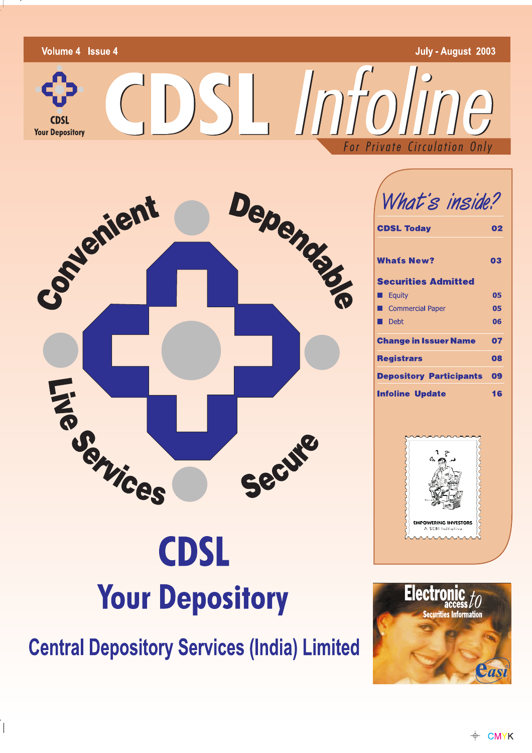Volume 4 Issue 4 July - August 2003

CDSL
Your Depository

# CDSL Infoline

For Private Circulation Only

Convenient Dependable Live Services Secure

# CDSL

## Your Depository

## Central Depository Services (India) Limited

### What's inside?

| | |
|---|---|
| **CDSL Today** | **02** |
| **What's New?** | **03** |
| **Securities Admitted** | |
| Equity | 05 |
| Commercial Paper | 05 |
| Debt | 06 |
| **Change in Issuer Name** | **07** |
| **Registrars** | **08** |
| **Depository Participants** | **09** |
| **Infoline Update** | **16** |

EMPOWERING INVESTORS
A SEBI Initiative

Electronic access to Securities Information

easi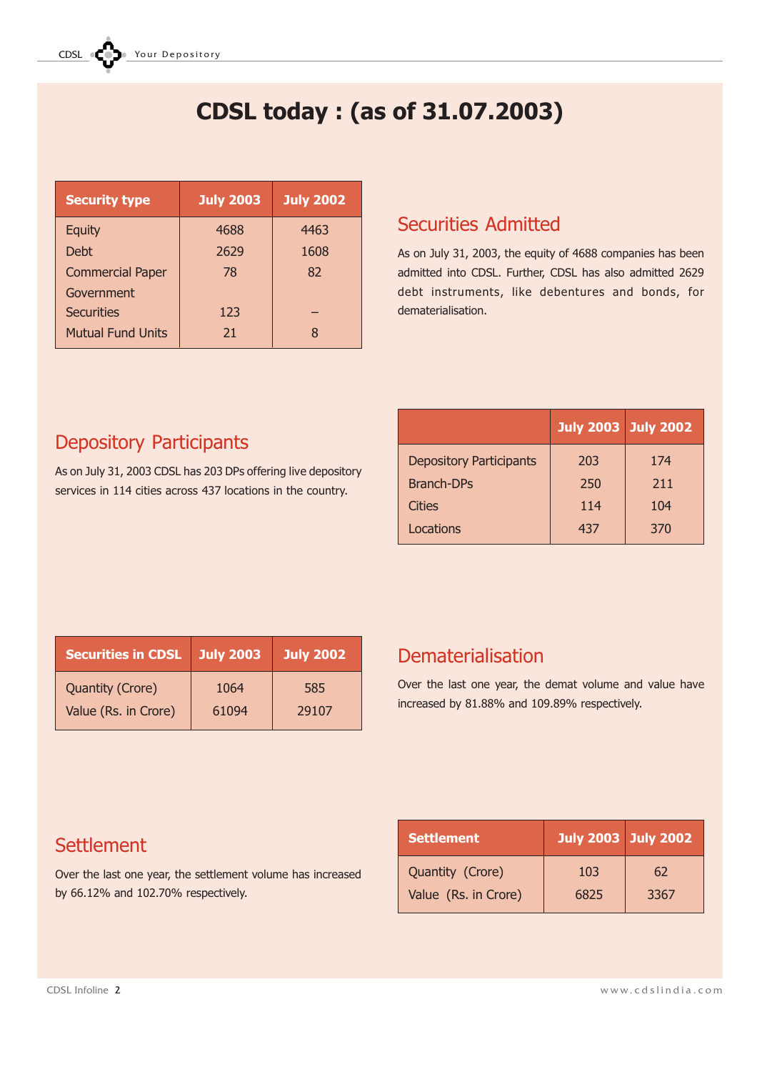# CDSL today : (as of 31.07.2003)

| Security type | July 2003 | July 2002 |
|---|---|---|
| Equity | 4688 | 4463 |
| Debt | 2629 | 1608 |
| Commercial Paper | 78 | 82 |
| Government Securities | 123 | – |
| Mutual Fund Units | 21 | 8 |

## Securities Admitted

As on July 31, 2003, the equity of 4688 companies has been admitted into CDSL. Further, CDSL has also admitted 2629 debt instruments, like debentures and bonds, for dematerialisation.

## Depository Participants

As on July 31, 2003 CDSL has 203 DPs offering live depository services in 114 cities across 437 locations in the country.

| | July 2003 | July 2002 |
|---|---|---|
| Depository Participants | 203 | 174 |
| Branch-DPs | 250 | 211 |
| Cities | 114 | 104 |
| Locations | 437 | 370 |

| Securities in CDSL | July 2003 | July 2002 |
|---|---|---|
| Quantity (Crore) | 1064 | 585 |
| Value (Rs. in Crore) | 61094 | 29107 |

## Dematerialisation

Over the last one year, the demat volume and value have increased by 81.88% and 109.89% respectively.

## Settlement

Over the last one year, the settlement volume has increased by 66.12% and 102.70% respectively.

| Settlement | July 2003 | July 2002 |
|---|---|---|
| Quantity (Crore) | 103 | 62 |
| Value (Rs. in Crore) | 6825 | 3367 |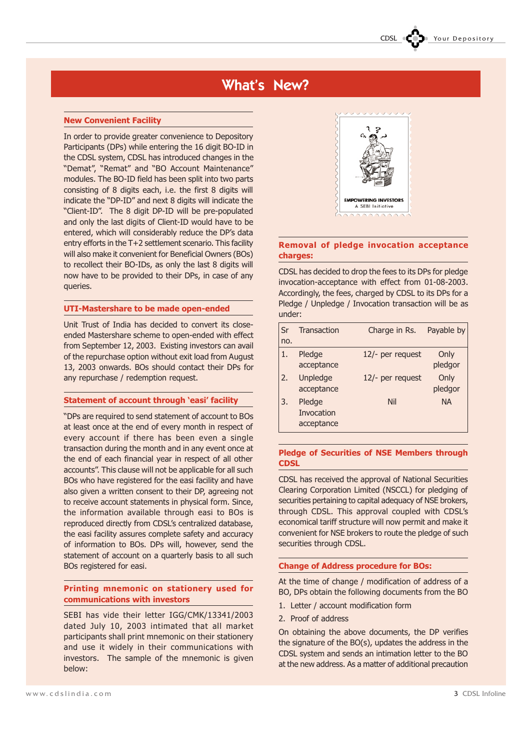# What's New?

## New Convenient Facility

In order to provide greater convenience to Depository Participants (DPs) while entering the 16 digit BO-ID in the CDSL system, CDSL has introduced changes in the "Demat", "Remat" and "BO Account Maintenance" modules. The BO-ID field has been split into two parts consisting of 8 digits each, i.e. the first 8 digits will indicate the "DP-ID" and next 8 digits will indicate the "Client-ID". The 8 digit DP-ID will be pre-populated and only the last digits of Client-ID would have to be entered, which will considerably reduce the DP's data entry efforts in the T+2 settlement scenario. This facility will also make it convenient for Beneficial Owners (BOs) to recollect their BO-IDs, as only the last 8 digits will now have to be provided to their DPs, in case of any queries.

## UTI-Mastershare to be made open-ended

Unit Trust of India has decided to convert its close-ended Mastershare scheme to open-ended with effect from September 12, 2003. Existing investors can avail of the repurchase option without exit load from August 13, 2003 onwards. BOs should contact their DPs for any repurchase / redemption request.

## Statement of account through 'easi' facility

"DPs are required to send statement of account to BOs at least once at the end of every month in respect of every account if there has been even a single transaction during the month and in any event once at the end of each financial year in respect of all other accounts". This clause will not be applicable for all such BOs who have registered for the easi facility and have also given a written consent to their DP, agreeing not to receive account statements in physical form. Since, the information available through easi to BOs is reproduced directly from CDSL's centralized database, the easi facility assures complete safety and accuracy of information to BOs. DPs will, however, send the statement of account on a quarterly basis to all such BOs registered for easi.

## Printing mnemonic on stationery used for communications with investors

SEBI has vide their letter IGG/CMK/13341/2003 dated July 10, 2003 intimated that all market participants shall print mnemonic on their stationery and use it widely in their communications with investors. The sample of the mnemonic is given below:

EMPOWERING INVESTORS
A SEBI Initiative

## Removal of pledge invocation acceptance charges:

CDSL has decided to drop the fees to its DPs for pledge invocation-acceptance with effect from 01-08-2003. Accordingly, the fees, charged by CDSL to its DPs for a Pledge / Unpledge / Invocation transaction will be as under:

| Sr no. | Transaction | Charge in Rs. | Payable by |
|---|---|---|---|
| 1. | Pledge acceptance | 12/- per request | Only pledgor |
| 2. | Unpledge acceptance | 12/- per request | Only pledgor |
| 3. | Pledge Invocation acceptance | Nil | NA |

## Pledge of Securities of NSE Members through CDSL

CDSL has received the approval of National Securities Clearing Corporation Limited (NSCCL) for pledging of securities pertaining to capital adequacy of NSE brokers, through CDSL. This approval coupled with CDSL's economical tariff structure will now permit and make it convenient for NSE brokers to route the pledge of such securities through CDSL.

## Change of Address procedure for BOs:

At the time of change / modification of address of a BO, DPs obtain the following documents from the BO

1. Letter / account modification form
2. Proof of address

On obtaining the above documents, the DP verifies the signature of the BO(s), updates the address in the CDSL system and sends an intimation letter to the BO at the new address. As a matter of additional precaution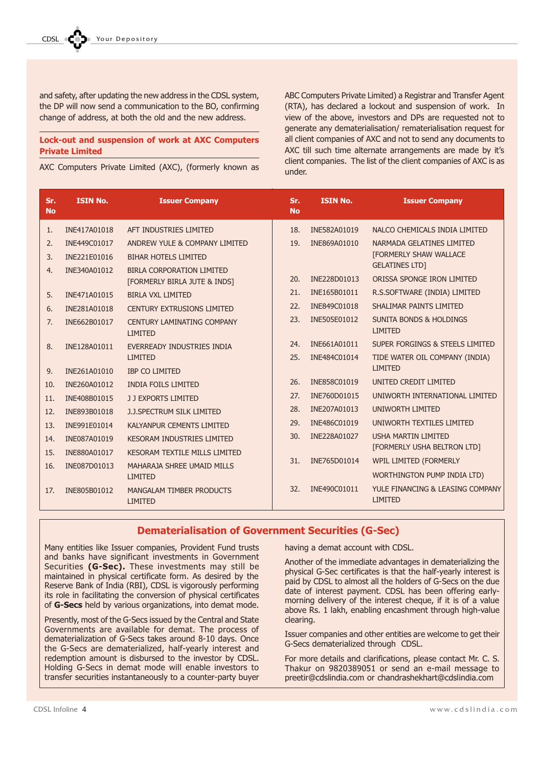and safety, after updating the new address in the CDSL system, the DP will now send a communication to the BO, confirming change of address, at both the old and the new address.

## Lock-out and suspension of work at AXC Computers Private Limited

AXC Computers Private Limited (AXC), (formerly known as ABC Computers Private Limited) a Registrar and Transfer Agent (RTA), has declared a lockout and suspension of work. In view of the above, investors and DPs are requested not to generate any dematerialisation/ rematerialisation request for all client companies of AXC and not to send any documents to AXC till such time alternate arrangements are made by it's client companies. The list of the client companies of AXC is as under.

| Sr. No | ISIN No. | Issuer Company |
|---|---|---|
| 1. | INE417A01018 | AFT INDUSTRIES LIMITED |
| 2. | INE449C01017 | ANDREW YULE & COMPANY LIMITED |
| 3. | INE221E01016 | BIHAR HOTELS LIMITED |
| 4. | INE340A01012 | BIRLA CORPORATION LIMITED [FORMERLY BIRLA JUTE & INDS] |
| 5. | INE471A01015 | BIRLA VXL LIMITED |
| 6. | INE281A01018 | CENTURY EXTRUSIONS LIMITED |
| 7. | INE662B01017 | CENTURY LAMINATING COMPANY LIMITED |
| 8. | INE128A01011 | EVERREADY INDUSTRIES INDIA LIMITED |
| 9. | INE261A01010 | IBP CO LIMITED |
| 10. | INE260A01012 | INDIA FOILS LIMITED |
| 11. | INE408B01015 | J J EXPORTS LIMITED |
| 12. | INE893B01018 | J.J.SPECTRUM SILK LIMITED |
| 13. | INE991E01014 | KALYANPUR CEMENTS LIMITED |
| 14. | INE087A01019 | KESORAM INDUSTRIES LIMITED |
| 15. | INE880A01017 | KESORAM TEXTILE MILLS LIMITED |
| 16. | INE087D01013 | MAHARAJA SHREE UMAID MILLS LIMITED |
| 17. | INE805B01012 | MANGALAM TIMBER PRODUCTS LIMITED |
| 18. | INE582A01019 | NALCO CHEMICALS INDIA LIMITED |
| 19. | INE869A01010 | NARMADA GELATINES LIMITED [FORMERLY SHAW WALLACE GELATINES LTD] |
| 20. | INE228D01013 | ORISSA SPONGE IRON LIMITED |
| 21. | INE165B01011 | R.S.SOFTWARE (INDIA) LIMITED |
| 22. | INE849C01018 | SHALIMAR PAINTS LIMITED |
| 23. | INE505E01012 | SUNITA BONDS & HOLDINGS LIMITED |
| 24. | INE661A01011 | SUPER FORGINGS & STEELS LIMITED |
| 25. | INE484C01014 | TIDE WATER OIL COMPANY (INDIA) LIMITED |
| 26. | INE858C01019 | UNITED CREDIT LIMITED |
| 27. | INE760D01015 | UNIWORTH INTERNATIONAL LIMITED |
| 28. | INE207A01013 | UNIWORTH LIMITED |
| 29. | INE486C01019 | UNIWORTH TEXTILES LIMITED |
| 30. | INE228A01027 | USHA MARTIN LIMITED [FORMERLY USHA BELTRON LTD] |
| 31. | INE765D01014 | WPIL LIMITED (FORMERLY WORTHINGTON PUMP INDIA LTD) |
| 32. | INE490C01011 | YULE FINANCING & LEASING COMPANY LIMITED |

## Dematerialisation of Government Securities (G-Sec)

Many entities like Issuer companies, Provident Fund trusts and banks have significant investments in Government Securities **(G-Sec).** These investments may still be maintained in physical certificate form. As desired by the Reserve Bank of India (RBI), CDSL is vigorously performing its role in facilitating the conversion of physical certificates of **G-Secs** held by various organizations, into demat mode.

Presently, most of the G-Secs issued by the Central and State Governments are available for demat. The process of dematerialization of G-Secs takes around 8-10 days. Once the G-Secs are dematerialized, half-yearly interest and redemption amount is disbursed to the investor by CDSL. Holding G-Secs in demat mode will enable investors to transfer securities instantaneously to a counter-party buyer having a demat account with CDSL.

Another of the immediate advantages in dematerializing the physical G-Sec certificates is that the half-yearly interest is paid by CDSL to almost all the holders of G-Secs on the due date of interest payment. CDSL has been offering early-morning delivery of the interest cheque, if it is of a value above Rs. 1 lakh, enabling encashment through high-value clearing.

Issuer companies and other entities are welcome to get their G-Secs dematerialized through CDSL.

For more details and clarifications, please contact Mr. C. S. Thakur on 9820389051 or send an e-mail message to preetir@cdslindia.com or chandrashekhart@cdslindia.com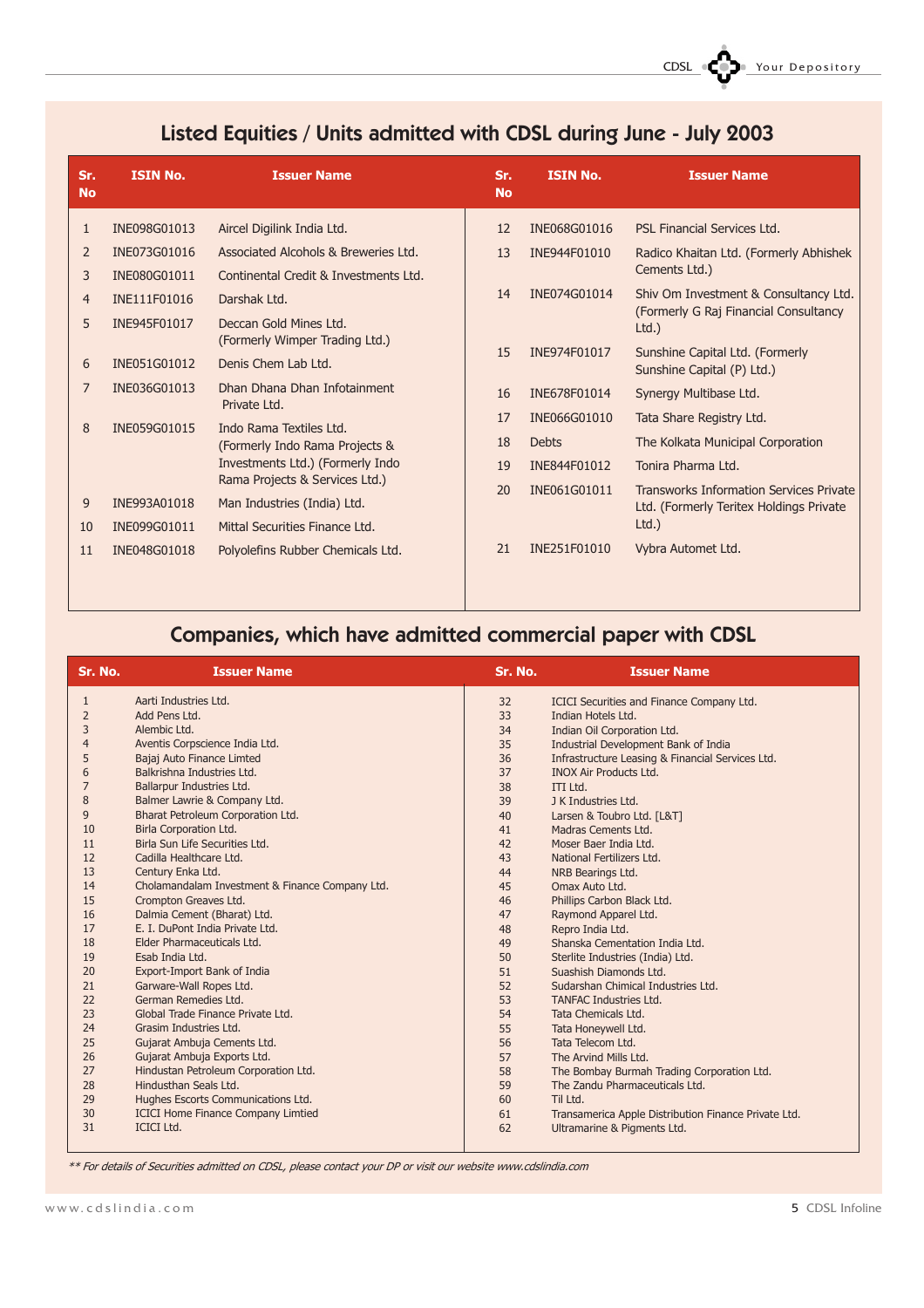## Listed Equities / Units admitted with CDSL during June - July 2003

| Sr. No | ISIN No. | Issuer Name |
|---|---|---|
| 1 | INE098G01013 | Aircel Digilink India Ltd. |
| 2 | INE073G01016 | Associated Alcohols & Breweries Ltd. |
| 3 | INE080G01011 | Continental Credit & Investments Ltd. |
| 4 | INE111F01016 | Darshak Ltd. |
| 5 | INE945F01017 | Deccan Gold Mines Ltd. (Formerly Wimper Trading Ltd.) |
| 6 | INE051G01012 | Denis Chem Lab Ltd. |
| 7 | INE036G01013 | Dhan Dhana Dhan Infotainment Private Ltd. |
| 8 | INE059G01015 | Indo Rama Textiles Ltd. (Formerly Indo Rama Projects & Investments Ltd.) (Formerly Indo Rama Projects & Services Ltd.) |
| 9 | INE993A01018 | Man Industries (India) Ltd. |
| 10 | INE099G01011 | Mittal Securities Finance Ltd. |
| 11 | INE048G01018 | Polyolefins Rubber Chemicals Ltd. |
| 12 | INE068G01016 | PSL Financial Services Ltd. |
| 13 | INE944F01010 | Radico Khaitan Ltd. (Formerly Abhishek Cements Ltd.) |
| 14 | INE074G01014 | Shiv Om Investment & Consultancy Ltd. (Formerly G Raj Financial Consultancy Ltd.) |
| 15 | INE974F01017 | Sunshine Capital Ltd. (Formerly Sunshine Capital (P) Ltd.) |
| 16 | INE678F01014 | Synergy Multibase Ltd. |
| 17 | INE066G01010 | Tata Share Registry Ltd. |
| 18 | Debts | The Kolkata Municipal Corporation |
| 19 | INE844F01012 | Tonira Pharma Ltd. |
| 20 | INE061G01011 | Transworks Information Services Private Ltd. (Formerly Teritex Holdings Private Ltd.) |
| 21 | INE251F01010 | Vybra Automet Ltd. |

## Companies, which have admitted commercial paper with CDSL

| Sr. No. | Issuer Name |
|---|---|
| 1 | Aarti Industries Ltd. |
| 2 | Add Pens Ltd. |
| 3 | Alembic Ltd. |
| 4 | Aventis Corpscience India Ltd. |
| 5 | Bajaj Auto Finance Limited |
| 6 | Balkrishna Industries Ltd. |
| 7 | Ballarpur Industries Ltd. |
| 8 | Balmer Lawrie & Company Ltd. |
| 9 | Bharat Petroleum Corporation Ltd. |
| 10 | Birla Corporation Ltd. |
| 11 | Birla Sun Life Securities Ltd. |
| 12 | Cadilla Healthcare Ltd. |
| 13 | Century Enka Ltd. |
| 14 | Cholamandalam Investment & Finance Company Ltd. |
| 15 | Crompton Greaves Ltd. |
| 16 | Dalmia Cement (Bharat) Ltd. |
| 17 | E. I. DuPont India Private Ltd. |
| 18 | Elder Pharmaceuticals Ltd. |
| 19 | Esab India Ltd. |
| 20 | Export-Import Bank of India |
| 21 | Garware-Wall Ropes Ltd. |
| 22 | German Remedies Ltd. |
| 23 | Global Trade Finance Private Ltd. |
| 24 | Grasim Industries Ltd. |
| 25 | Gujarat Ambuja Cements Ltd. |
| 26 | Gujarat Ambuja Exports Ltd. |
| 27 | Hindustan Petroleum Corporation Ltd. |
| 28 | Hindusthan Seals Ltd. |
| 29 | Hughes Escorts Communications Ltd. |
| 30 | ICICI Home Finance Company Limtied |
| 31 | ICICI Ltd. |
| 32 | ICICI Securities and Finance Company Ltd. |
| 33 | Indian Hotels Ltd. |
| 34 | Indian Oil Corporation Ltd. |
| 35 | Industrial Development Bank of India |
| 36 | Infrastructure Leasing & Financial Services Ltd. |
| 37 | INOX Air Products Ltd. |
| 38 | ITI Ltd. |
| 39 | J K Industries Ltd. |
| 40 | Larsen & Toubro Ltd. [L&T] |
| 41 | Madras Cements Ltd. |
| 42 | Moser Baer India Ltd. |
| 43 | National Fertilizers Ltd. |
| 44 | NRB Bearings Ltd. |
| 45 | Omax Auto Ltd. |
| 46 | Phillips Carbon Black Ltd. |
| 47 | Raymond Apparel Ltd. |
| 48 | Repro India Ltd. |
| 49 | Shanska Cementation India Ltd. |
| 50 | Sterlite Industries (India) Ltd. |
| 51 | Suashish Diamonds Ltd. |
| 52 | Sudarshan Chimical Industries Ltd. |
| 53 | TANFAC Industries Ltd. |
| 54 | Tata Chemicals Ltd. |
| 55 | Tata Honeywell Ltd. |
| 56 | Tata Telecom Ltd. |
| 57 | The Arvind Mills Ltd. |
| 58 | The Bombay Burmah Trading Corporation Ltd. |
| 59 | The Zandu Pharmaceuticals Ltd. |
| 60 | Til Ltd. |
| 61 | Transamerica Apple Distribution Finance Private Ltd. |
| 62 | Ultramarine & Pigments Ltd. |

*\*\* For details of Securities admitted on CDSL, please contact your DP or visit our website www.cdslindia.com*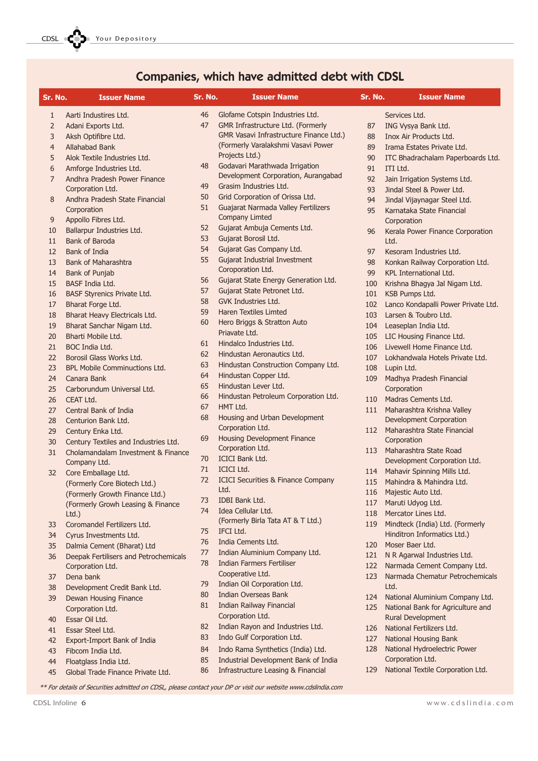## Companies, which have admitted debt with CDSL

| Sr. No. | Issuer Name |
|---|---|
| 1 | Aarti Industires Ltd. |
| 2 | Adani Exports Ltd. |
| 3 | Aksh Optifibre Ltd. |
| 4 | Allahabad Bank |
| 5 | Alok Textile Industries Ltd. |
| 6 | Amforge Industries Ltd. |
| 7 | Andhra Pradesh Power Finance Corporation Ltd. |
| 8 | Andhra Pradesh State Financial Corporation |
| 9 | Appollo Fibres Ltd. |
| 10 | Ballarpur Industries Ltd. |
| 11 | Bank of Baroda |
| 12 | Bank of India |
| 13 | Bank of Maharashtra |
| 14 | Bank of Punjab |
| 15 | BASF India Ltd. |
| 16 | BASF Styrenics Private Ltd. |
| 17 | Bharat Forge Ltd. |
| 18 | Bharat Heavy Electricals Ltd. |
| 19 | Bharat Sanchar Nigam Ltd. |
| 20 | Bharti Mobile Ltd. |
| 21 | BOC India Ltd. |
| 22 | Borosil Glass Works Ltd. |
| 23 | BPL Mobile Comminuctions Ltd. |
| 24 | Canara Bank |
| 25 | Carborundum Universal Ltd. |
| 26 | CEAT Ltd. |
| 27 | Central Bank of India |
| 28 | Centurion Bank Ltd. |
| 29 | Century Enka Ltd. |
| 30 | Century Textiles and Industries Ltd. |
| 31 | Cholamandalam Investment & Finance Company Ltd. |
| 32 | Core Emballage Ltd. (Formerly Core Biotech Ltd.) (Formerly Growth Finance Ltd.) (Formerly Growh Leasing & Finance Ltd.) |
| 33 | Coromandel Fertilizers Ltd. |
| 34 | Cyrus Investments Ltd. |
| 35 | Dalmia Cement (Bharat) Ltd |
| 36 | Deepak Fertilisers and Petrochemicals Corporation Ltd. |
| 37 | Dena bank |
| 38 | Development Credit Bank Ltd. |
| 39 | Dewan Housing Finance Corporation Ltd. |
| 40 | Essar Oil Ltd. |
| 41 | Essar Steel Ltd. |
| 42 | Export-Import Bank of India |
| 43 | Fibcom India Ltd. |
| 44 | Floatglass India Ltd. |
| 45 | Global Trade Finance Private Ltd. |
| 46 | Glofame Cotspin Industries Ltd. |
| 47 | GMR Infrastructure Ltd. (Formerly GMR Vasavi Infrastructure Finance Ltd.) (Formerly Varalakshmi Vasavi Power Projects Ltd.) |
| 48 | Godavari Marathwada Irrigation Development Corporation, Aurangabad |
| 49 | Grasim Industries Ltd. |
| 50 | Grid Corporation of Orissa Ltd. |
| 51 | Guajarat Narmada Valley Fertilizers Company Limted |
| 52 | Gujarat Ambuja Cements Ltd. |
| 53 | Gujarat Borosil Ltd. |
| 54 | Gujarat Gas Company Ltd. |
| 55 | Gujarat Industrial Investment Coroporation Ltd. |
| 56 | Gujarat State Energy Generation Ltd. |
| 57 | Gujarat State Petronet Ltd. |
| 58 | GVK Industries Ltd. |
| 59 | Haren Textiles Limted |
| 60 | Hero Briggs & Stratton Auto Priavate Ltd. |
| 61 | Hindalco Industries Ltd. |
| 62 | Hindustan Aeronautics Ltd. |
| 63 | Hindustan Construction Company Ltd. |
| 64 | Hindustan Copper Ltd. |
| 65 | Hindustan Lever Ltd. |
| 66 | Hindustan Petroleum Corporation Ltd. |
| 67 | HMT Ltd. |
| 68 | Housing and Urban Development Corporation Ltd. |
| 69 | Housing Development Finance Corporation Ltd. |
| 70 | ICICI Bank Ltd. |
| 71 | ICICI Ltd. |
| 72 | ICICI Securities & Finance Company Ltd. |
| 73 | IDBI Bank Ltd. |
| 74 | Idea Cellular Ltd. (Formerly Birla Tata AT & T Ltd.) |
| 75 | IFCI Ltd. |
| 76 | India Cements Ltd. |
| 77 | Indian Aluminium Company Ltd. |
| 78 | Indian Farmers Fertiliser Cooperative Ltd. |
| 79 | Indian Oil Corporation Ltd. |
| 80 | Indian Overseas Bank |
| 81 | Indian Railway Financial Corporation Ltd. |
| 82 | Indian Rayon and Industries Ltd. |
| 83 | Indo Gulf Corporation Ltd. |
| 84 | Indo Rama Synthetics (India) Ltd. |
| 85 | Industrial Development Bank of India |
| 86 | Infrastructure Leasing & Financial Services Ltd. |
| 87 | ING Vysya Bank Ltd. |
| 88 | Inox Air Products Ltd. |
| 89 | Irama Estates Private Ltd. |
| 90 | ITC Bhadrachalam Paperboards Ltd. |
| 91 | ITI Ltd. |
| 92 | Jain Irrigation Systems Ltd. |
| 93 | Jindal Steel & Power Ltd. |
| 94 | Jindal Vijaynagar Steel Ltd. |
| 95 | Karnataka State Financial Corporation |
| 96 | Kerala Power Finance Corporation Ltd. |
| 97 | Kesoram Industries Ltd. |
| 98 | Konkan Railway Corporation Ltd. |
| 99 | KPL International Ltd. |
| 100 | Krishna Bhagya Jal Nigam Ltd. |
| 101 | KSB Pumps Ltd. |
| 102 | Lanco Kondapalli Power Private Ltd. |
| 103 | Larsen & Toubro Ltd. |
| 104 | Leaseplan India Ltd. |
| 105 | LIC Housing Finance Ltd. |
| 106 | Livewell Home Finance Ltd. |
| 107 | Lokhandwala Hotels Private Ltd. |
| 108 | Lupin Ltd. |
| 109 | Madhya Pradesh Financial Corporation |
| 110 | Madras Cements Ltd. |
| 111 | Maharashtra Krishna Valley Development Corporation |
| 112 | Maharashtra State Financial Corporation |
| 113 | Maharashtra State Road Development Corporation Ltd. |
| 114 | Mahavir Spinning Mills Ltd. |
| 115 | Mahindra & Mahindra Ltd. |
| 116 | Majestic Auto Ltd. |
| 117 | Maruti Udyog Ltd. |
| 118 | Mercator Lines Ltd. |
| 119 | Mindteck (India) Ltd. (Formerly Hinditron Informatics Ltd.) |
| 120 | Moser Baer Ltd. |
| 121 | N R Agarwal Industries Ltd. |
| 122 | Narmada Cement Company Ltd. |
| 123 | Narmada Chematur Petrochemicals Ltd. |
| 124 | National Aluminium Company Ltd. |
| 125 | National Bank for Agriculture and Rural Development |
| 126 | National Fertilizers Ltd. |
| 127 | National Housing Bank |
| 128 | National Hydroelectric Power Corporation Ltd. |
| 129 | National Textile Corporation Ltd. |

*\*\* For details of Securities admitted on CDSL, please contact your DP or visit our website www.cdslindia.com*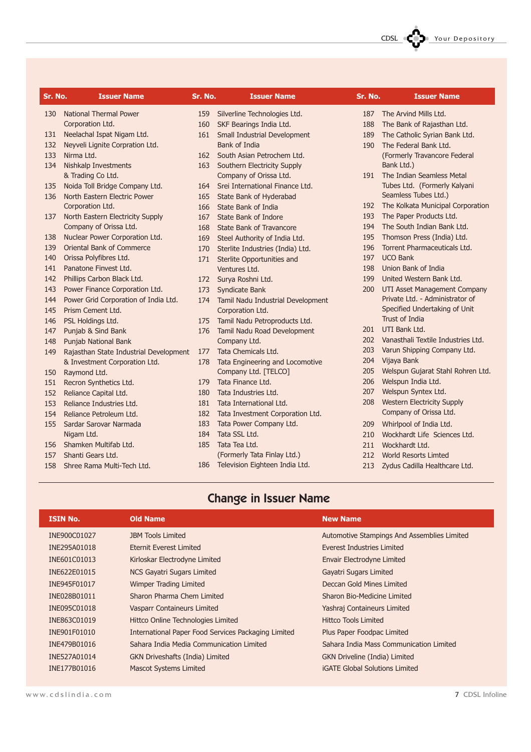| Sr. No. | Issuer Name |
|---|---|
| 130 | National Thermal Power Corporation Ltd. |
| 131 | Neelachal Ispat Nigam Ltd. |
| 132 | Neyveli Lignite Corpration Ltd. |
| 133 | Nirma Ltd. |
| 134 | Nishkalp Investments & Trading Co Ltd. |
| 135 | Noida Toll Bridge Company Ltd. |
| 136 | North Eastern Electric Power Corporation Ltd. |
| 137 | North Eastern Electricity Supply Company of Orissa Ltd. |
| 138 | Nuclear Power Corporation Ltd. |
| 139 | Oriental Bank of Commerce |
| 140 | Orissa Polyfibres Ltd. |
| 141 | Panatone Finvest Ltd. |
| 142 | Phillips Carbon Black Ltd. |
| 143 | Power Finance Corporation Ltd. |
| 144 | Power Grid Corporation of India Ltd. |
| 145 | Prism Cement Ltd. |
| 146 | PSL Holdings Ltd. |
| 147 | Punjab & Sind Bank |
| 148 | Punjab National Bank |
| 149 | Rajasthan State Industrial Development & Investment Corporation Ltd. |
| 150 | Raymond Ltd. |
| 151 | Recron Synthetics Ltd. |
| 152 | Reliance Capital Ltd. |
| 153 | Reliance Industries Ltd. |
| 154 | Reliance Petroleum Ltd. |
| 155 | Sardar Sarovar Narmada Nigam Ltd. |
| 156 | Shamken Multifab Ltd. |
| 157 | Shanti Gears Ltd. |
| 158 | Shree Rama Multi-Tech Ltd. |
| 159 | Silverline Technologies Ltd. |
| 160 | SKF Bearings India Ltd. |
| 161 | Small Industrial Development Bank of India |
| 162 | South Asian Petrochem Ltd. |
| 163 | Southern Electricity Supply Company of Orissa Ltd. |
| 164 | Srei International Finance Ltd. |
| 165 | State Bank of Hyderabad |
| 166 | State Bank of India |
| 167 | State Bank of Indore |
| 168 | State Bank of Travancore |
| 169 | Steel Authority of India Ltd. |
| 170 | Sterlite Industries (India) Ltd. |
| 171 | Sterlite Opportunities and Ventures Ltd. |
| 172 | Surya Roshni Ltd. |
| 173 | Syndicate Bank |
| 174 | Tamil Nadu Industrial Development Corporation Ltd. |
| 175 | Tamil Nadu Petroproducts Ltd. |
| 176 | Tamil Nadu Road Development Company Ltd. |
| 177 | Tata Chemicals Ltd. |
| 178 | Tata Engineering and Locomotive Company Ltd. [TELCO] |
| 179 | Tata Finance Ltd. |
| 180 | Tata Industries Ltd. |
| 181 | Tata International Ltd. |
| 182 | Tata Investment Corporation Ltd. |
| 183 | Tata Power Company Ltd. |
| 184 | Tata SSL Ltd. |
| 185 | Tata Tea Ltd. (Formerly Tata Finlay Ltd.) |
| 186 | Television Eighteen India Ltd. |
| 187 | The Arvind Mills Ltd. |
| 188 | The Bank of Rajasthan Ltd. |
| 189 | The Catholic Syrian Bank Ltd. |
| 190 | The Federal Bank Ltd. (Formerly Travancore Federal Bank Ltd.) |
| 191 | The Indian Seamless Metal Tubes Ltd. (Formerly Kalyani Seamless Tubes Ltd.) |
| 192 | The Kolkata Municipal Corporation |
| 193 | The Paper Products Ltd. |
| 194 | The South Indian Bank Ltd. |
| 195 | Thomson Press (India) Ltd. |
| 196 | Torrent Pharmaceuticals Ltd. |
| 197 | UCO Bank |
| 198 | Union Bank of India |
| 199 | United Western Bank Ltd. |
| 200 | UTI Asset Management Company Private Ltd. - Administrator of Specified Undertaking of Unit Trust of India |
| 201 | UTI Bank Ltd. |
| 202 | Vanasthali Textile Industries Ltd. |
| 203 | Varun Shipping Company Ltd. |
| 204 | Vijaya Bank |
| 205 | Welspun Gujarat Stahl Rohren Ltd. |
| 206 | Welspun India Ltd. |
| 207 | Welspun Syntex Ltd. |
| 208 | Western Electricity Supply Company of Orissa Ltd. |
| 209 | Whirlpool of India Ltd. |
| 210 | Wockhardt Life Sciences Ltd. |
| 211 | Wockhardt Ltd. |
| 212 | World Resorts Limted |
| 213 | Zydus Cadilla Healthcare Ltd. |

## Change in Issuer Name

| ISIN No. | Old Name | New Name |
|---|---|---|
| INE900C01027 | JBM Tools Limited | Automotive Stampings And Assemblies Limited |
| INE295A01018 | Eternit Everest Limited | Everest Industries Limited |
| INE601C01013 | Kirloskar Electrodyne Limited | Envair Electrodyne Limited |
| INE622E01015 | NCS Gayatri Sugars Limited | Gayatri Sugars Limited |
| INE945F01017 | Wimper Trading Limited | Deccan Gold Mines Limited |
| INE028B01011 | Sharon Pharma Chem Limited | Sharon Bio-Medicine Limited |
| INE095C01018 | Vasparr Containeurs Limited | Yashraj Containeurs Limited |
| INE863C01019 | Hittco Online Technologies Limited | Hittco Tools Limited |
| INE901F01010 | International Paper Food Services Packaging Limited | Plus Paper Foodpac Limited |
| INE479B01016 | Sahara India Media Communication Limited | Sahara India Mass Communication Limited |
| INE527A01014 | GKN Driveshafts (India) Limited | GKN Driveline (India) Limited |
| INE177B01016 | Mascot Systems Limited | iGATE Global Solutions Limited |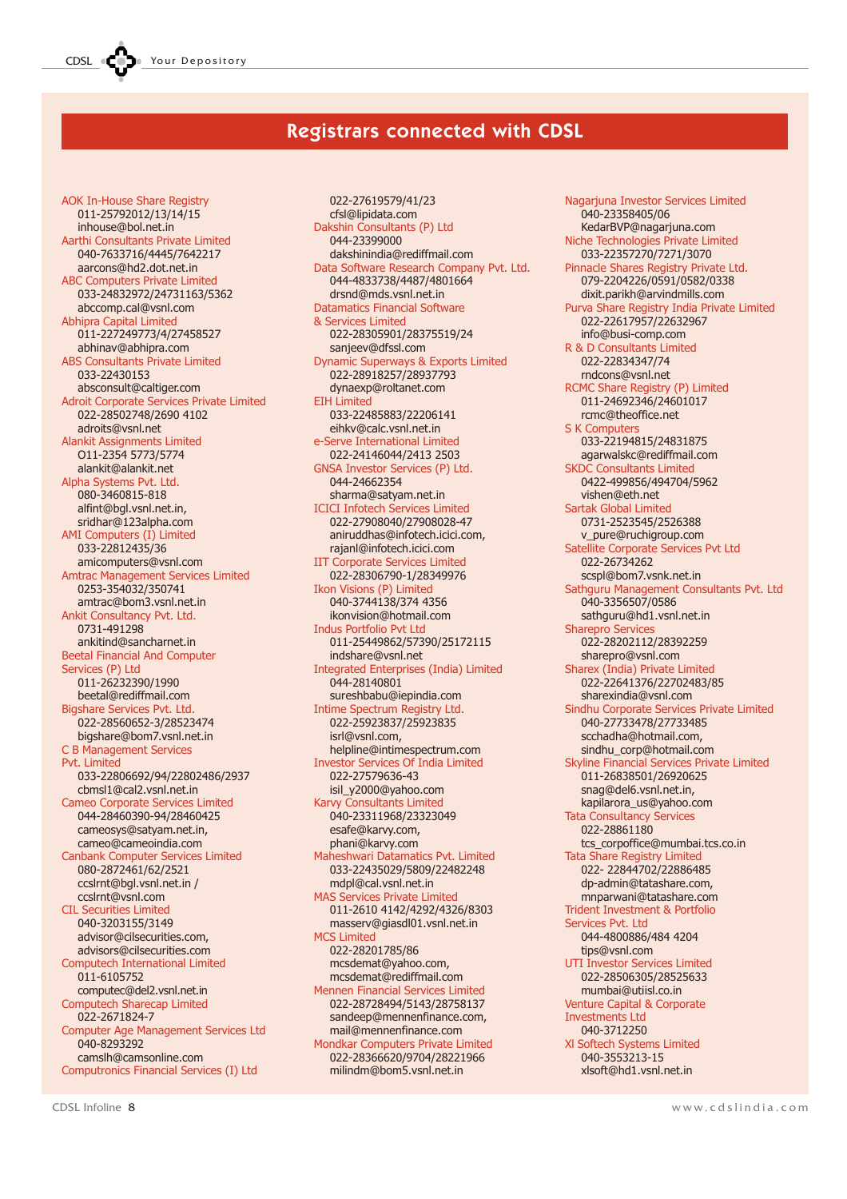# Registrars connected with CDSL

**AOK In-House Share Registry**
011-25792012/13/14/15
inhouse@bol.net.in

**Aarthi Consultants Private Limited**
040-7633716/4445/7642217
aarcons@hd2.dot.net.in

**ABC Computers Private Limited**
033-24832972/24731163/5362
abccomp.cal@vsnl.com

**Abhipra Capital Limited**
011-227249773/4/27458527
abhinav@abhipra.com

**ABS Consultants Private Limited**
033-22430153
absconsult@caltiger.com

**Adroit Corporate Services Private Limited**
022-28502748/2690 4102
adroits@vsnl.net

**Alankit Assignments Limited**
O11-2354 5773/5774
alankit@alankit.net

**Alpha Systems Pvt. Ltd.**
080-3460815-818
alfint@bgl.vsnl.net.in,
sridhar@123alpha.com

**AMI Computers (I) Limited**
033-22812435/36
amicomputers@vsnl.com

**Amtrac Management Services Limited**
0253-354032/350741
amtrac@bom3.vsnl.net.in

**Ankit Consultancy Pvt. Ltd.**
0731-491298
ankitind@sancharnet.in

**Beetal Financial And Computer Services (P) Ltd**
011-26232390/1990
beetal@rediffmail.com

**Bigshare Services Pvt. Ltd.**
022-28560652-3/28523474
bigshare@bom7.vsnl.net.in

**C B Management Services Pvt. Limited**
033-22806692/94/22802486/2937
cbmsl1@cal2.vsnl.net.in

**Cameo Corporate Services Limited**
044-28460390-94/28460425
cameosys@satyam.net.in,
cameo@cameoindia.com

**Canbank Computer Services Limited**
080-2872461/62/2521
ccslrnt@bgl.vsnl.net.in /
ccslrnt@vsnl.com

**CIL Securities Limited**
040-3203155/3149
advisor@cilsecurities.com,
advisors@cilsecurities.com

**Computech International Limited**
011-6105752
computec@del2.vsnl.net.in

**Computech Sharecap Limited**
022-2671824-7

**Computer Age Management Services Ltd**
040-8293292
camslh@camsonline.com

**Computronics Financial Services (I) Ltd**
022-27619579/41/23
cfsl@lipidata.com

**Dakshin Consultants (P) Ltd**
044-23399000
dakshinindia@rediffmail.com

**Data Software Research Company Pvt. Ltd.**
044-4833738/4487/4801664
drsnd@mds.vsnl.net.in

**Datamatics Financial Software & Services Limited**
022-28305901/28375519/24
sanjeev@dfssl.com

**Dynamic Superways & Exports Limited**
022-28918257/28937793
dynaexp@roltanet.com

**EIH Limited**
033-22485883/22206141
eihkv@calc.vsnl.net.in

**e-Serve International Limited**
022-24146044/2413 2503

**GNSA Investor Services (P) Ltd.**
044-24662354
sharma@satyam.net.in

**ICICI Infotech Services Limited**
022-27908040/27908028-47
aniruddhas@infotech.icici.com,
rajanl@infotech.icici.com

**IIT Corporate Services Limited**
022-28306790-1/28349976

**Ikon Visions (P) Limited**
040-3744138/374 4356
ikonvision@hotmail.com

**Indus Portfolio Pvt Ltd**
011-25449862/57390/25172115
indshare@vsnl.net

**Integrated Enterprises (India) Limited**
044-28140801
sureshbabu@iepindia.com

**Intime Spectrum Registry Ltd.**
022-25923837/25923835
isrl@vsnl.com,
helpline@intimespectrum.com

**Investor Services Of India Limited**
022-27579636-43
isil_y2000@yahoo.com

**Karvy Consultants Limited**
040-23311968/23323049
esafe@karvy.com,
phani@karvy.com

**Maheshwari Datamatics Pvt. Limited**
033-22435029/5809/22482248
mdpl@cal.vsnl.net.in

**MAS Services Private Limited**
011-2610 4142/4292/4326/8303
masserv@giasdl01.vsnl.net.in

**MCS Limited**
022-28201785/86
mcsdemat@yahoo.com,
mcsdemat@rediffmail.com

**Mennen Financial Services Limited**
022-28728494/5143/28758137
sandeep@mennenfinance.com,
mail@mennenfinance.com

**Mondkar Computers Private Limited**
022-28366620/9704/28221966
milindm@bom5.vsnl.net.in

**Nagarjuna Investor Services Limited**
040-23358405/06
KedarBVP@nagarjuna.com

**Niche Technologies Private Limited**
033-22357270/7271/3070

**Pinnacle Shares Registry Private Ltd.**
079-2204226/0591/0582/0338
dixit.parikh@arvindmills.com

**Purva Share Registry India Private Limited**
022-22617957/22632967
info@busi-comp.com

**R & D Consultants Limited**
022-22834347/74
rndcons@vsnl.net

**RCMC Share Registry (P) Limited**
011-24692346/24601017
rcmc@theoffice.net

**S K Computers**
033-22194815/24831875
agarwalskc@rediffmail.com

**SKDC Consultants Limited**
0422-499856/494704/5962
vishen@eth.net

**Sartak Global Limited**
0731-2523545/2526388
v_pure@ruchigroup.com

**Satellite Corporate Services Pvt Ltd**
022-26734262
scspl@bom7.vsnk.net.in

**Sathguru Management Consultants Pvt. Ltd**
040-3356507/0586
sathguru@hd1.vsnl.net.in

**Sharepro Services**
022-28202112/28392259
sharepro@vsnl.com

**Sharex (India) Private Limited**
022-22641376/22702483/85
sharexindia@vsnl.com

**Sindhu Corporate Services Private Limited**
040-27733478/27733485
scchadha@hotmail.com,
sindhu_corp@hotmail.com

**Skyline Financial Services Private Limited**
011-26838501/26920625
snag@del6.vsnl.net.in,
kapilarora_us@yahoo.com

**Tata Consultancy Services**
022-28861180
tcs_corpoffice@mumbai.tcs.co.in

**Tata Share Registry Limited**
022- 22844702/22886485
dp-admin@tatashare.com,
mnparwani@tatashare.com

**Trident Investment & Portfolio Services Pvt. Ltd**
044-4800886/484 4204
tips@vsnl.com

**UTI Investor Services Limited**
022-28506305/28525633
mumbai@utiisl.co.in

**Venture Capital & Corporate Investments Ltd**
040-3712250

**Xl Softech Systems Limited**
040-3553213-15
xlsoft@hd1.vsnl.net.in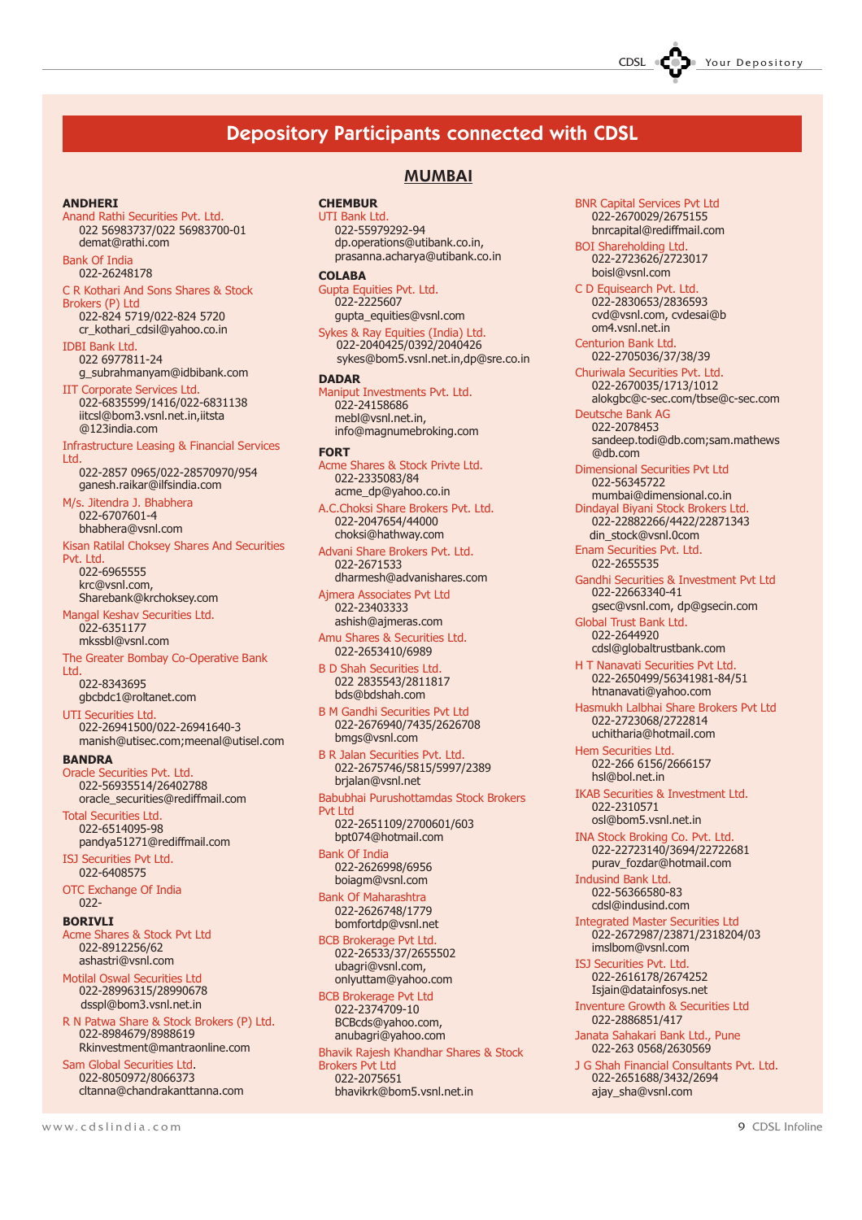# Depository Participants connected with CDSL

## MUMBAI

### ANDHERI

Anand Rathi Securities Pvt. Ltd.
022 56983737/022 56983700-01
demat@rathi.com

Bank Of India
022-26248178

C R Kothari And Sons Shares & Stock Brokers (P) Ltd
022-824 5719/022-824 5720
cr_kothari_cdsil@yahoo.co.in

IDBI Bank Ltd.
022 6977811-24
g_subrahmanyam@idbibank.com

IIT Corporate Services Ltd.
022-6835599/1416/022-6831138
iitcsl@bom3.vsnl.net.in,iitsta
@123india.com

Infrastructure Leasing & Financial Services Ltd.
022-2857 0965/022-28570970/954
ganesh.raikar@ilfsindia.com

M/s. Jitendra J. Bhabhera
022-6707601-4
bhabhera@vsnl.com

Kisan Ratilal Choksey Shares And Securities Pvt. Ltd.
022-6965555
krc@vsnl.com,
Sharebank@krchoksey.com

Mangal Keshav Securities Ltd.
022-6351177
mkssbl@vsnl.com

The Greater Bombay Co-Operative Bank Ltd.
022-8343695
gbcbdc1@roltanet.com

UTI Securities Ltd.
022-26941500/022-26941640-3
manish@utisec.com;meenal@utisel.com

### BANDRA

Oracle Securities Pvt. Ltd.
022-56935514/26402788
oracle_securities@rediffmail.com

Total Securities Ltd.
022-6514095-98
pandya51271@rediffmail.com

ISJ Securities Pvt Ltd.
022-6408575

OTC Exchange Of India
022-

### BORIVLI

Acme Shares & Stock Pvt Ltd
022-8912256/62
ashastri@vsnl.com

Motilal Oswal Securities Ltd
022-28996315/28990678
dsspl@bom3.vsnl.net.in

R N Patwa Share & Stock Brokers (P) Ltd.
022-8984679/8988619
Rkinvestment@mantraonline.com

Sam Global Securities Ltd.
022-8050972/8066373
cltanna@chandrakanttanna.com

### CHEMBUR

UTI Bank Ltd.
022-55979292-94
dp.operations@utibank.co.in,
prasanna.acharya@utibank.co.in

### COLABA

Gupta Equities Pvt. Ltd.
022-2225607
gupta_equities@vsnl.com

Sykes & Ray Equities (India) Ltd.
022-2040425/0392/2040426
sykes@bom5.vsnl.net.in,dp@sre.co.in

### DADAR

Maniput Investments Pvt. Ltd.
022-24158686
mebl@vsnl.net.in,
info@magnumebroking.com

### FORT

Acme Shares & Stock Privte Ltd.
022-2335083/84
acme_dp@yahoo.co.in

A.C.Choksi Share Brokers Pvt. Ltd.
022-2047654/44000
choksi@hathway.com

Advani Share Brokers Pvt. Ltd.
022-2671533
dharmesh@advanishares.com

Ajmera Associates Pvt Ltd
022-23403333
ashish@ajmeras.com

Amu Shares & Securities Ltd.
022-2653410/6989

B D Shah Securities Ltd.
022 2835543/2811817
bds@bdshah.com

B M Gandhi Securities Pvt Ltd
022-2676940/7435/2626708
bmgs@vsnl.com

B R Jalan Securities Pvt. Ltd.
022-2675746/5815/5997/2389
brjalan@vsnl.net

Babubhai Purushottamdas Stock Brokers Pvt Ltd
022-2651109/2700601/603
bpt074@hotmail.com

Bank Of India
022-2626998/6956
boiagm@vsnl.com

Bank Of Maharashtra
022-2626748/1779
bomfortdp@vsnl.net

BCB Brokerage Pvt Ltd.
022-26533/37/2655502
ubagri@vsnl.com,
onlyuttam@yahoo.com

BCB Brokerage Pvt Ltd
022-2374709-10
BCBcds@yahoo.com,
anubagri@yahoo.com

Bhavik Rajesh Khandhar Shares & Stock Brokers Pvt Ltd
022-2075651
bhavikrk@bom5.vsnl.net.in

BNR Capital Services Pvt Ltd
022-2670029/2675155
bnrcapital@rediffmail.com

BOI Shareholding Ltd.
022-2723626/2723017
boisl@vsnl.com

C D Equisearch Pvt. Ltd.
022-2830653/2836593
cvd@vsnl.com, cvdesai@b
om4.vsnl.net.in

Centurion Bank Ltd.
022-2705036/37/38/39

Churiwala Securities Pvt. Ltd.
022-2670035/1713/1012
alokgbc@c-sec.com/tbse@c-sec.com

Deutsche Bank AG
022-2078453
sandeep.todi@db.com;sam.mathews
@db.com

Dimensional Securities Pvt Ltd
022-56345722
mumbai@dimensional.co.in

Dindayal Biyani Stock Brokers Ltd.
022-22882266/4422/22871343
din_stock@vsnl.0com

Enam Securities Pvt. Ltd.
022-2655535

Gandhi Securities & Investment Pvt Ltd
022-22663340-41
gsec@vsnl.com, dp@gsecin.com

Global Trust Bank Ltd.
022-2644920
cdsl@globaltrustbank.com

H T Nanavati Securities Pvt Ltd.
022-2650499/56341981-84/51
htnanavati@yahoo.com

Hasmukh Lalbhai Share Brokers Pvt Ltd
022-2723068/2722814
uchitharia@hotmail.com

Hem Securities Ltd.
022-266 6156/2666157
hsl@bol.net.in

IKAB Securities & Investment Ltd.
022-2310571
osl@bom5.vsnl.net.in

INA Stock Broking Co. Pvt. Ltd.
022-22723140/3694/22722681
purav_fozdar@hotmail.com

Indusind Bank Ltd.
022-56366580-83
cdsl@indusind.com

Integrated Master Securities Ltd
022-2672987/23871/2318204/03
imslbom@vsnl.com

ISJ Securities Pvt. Ltd.
022-2616178/2674252
Isjain@datainfosys.net

Inventure Growth & Securities Ltd
022-2886851/417

Janata Sahakari Bank Ltd., Pune
022-263 0568/2630569

J G Shah Financial Consultants Pvt. Ltd.
022-2651688/3432/2694
ajay_sha@vsnl.com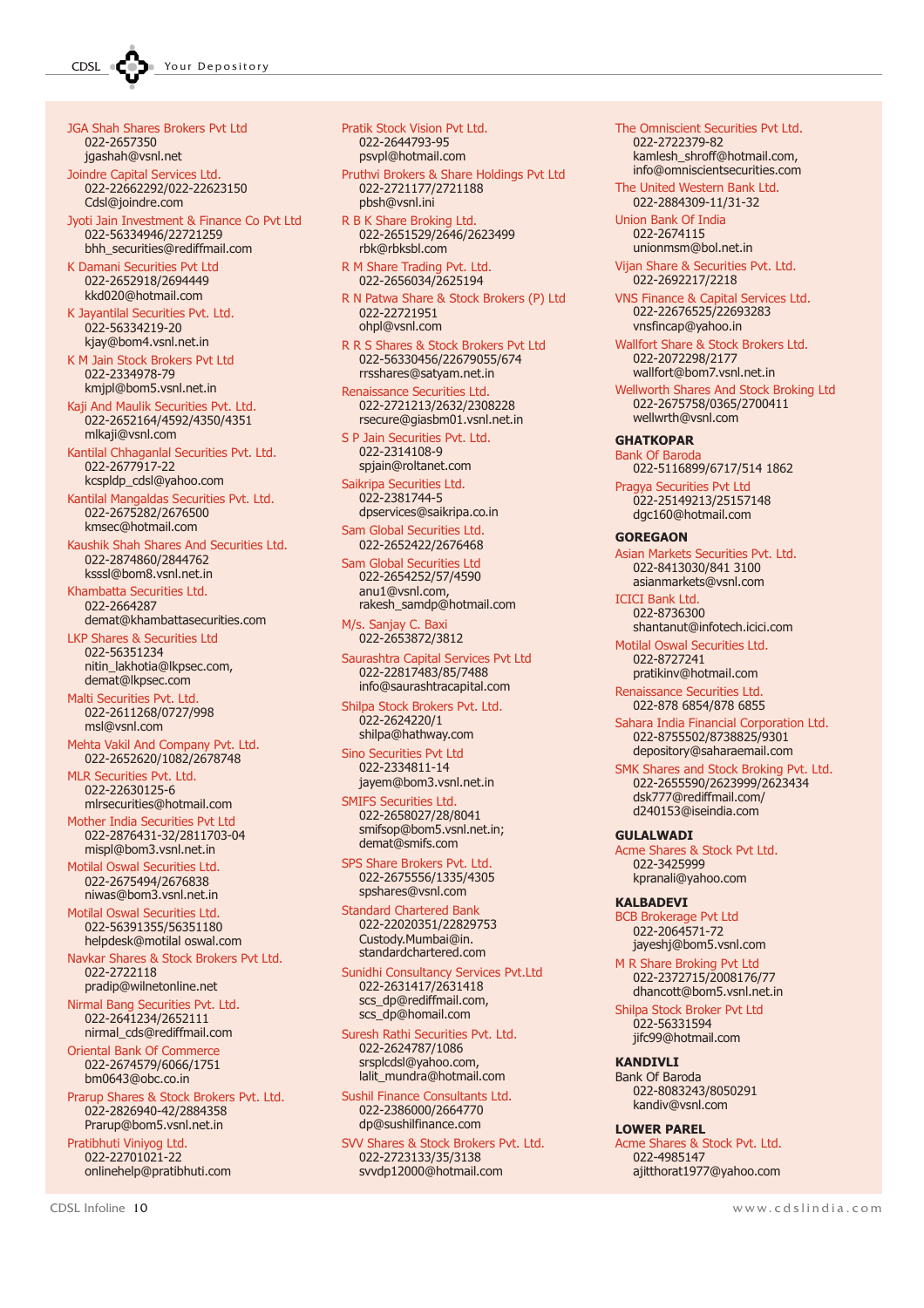JGA Shah Shares Brokers Pvt Ltd
022-2657350
jgashah@vsnl.net

Joindre Capital Services Ltd.
022-22662292/022-22623150
Cdsl@joindre.com

Jyoti Jain Investment & Finance Co Pvt Ltd
022-56334946/22721259
bhh_securities@rediffmail.com

K Damani Securities Pvt Ltd
022-2652918/2694449
kkd020@hotmail.com

K Jayantilal Securities Pvt. Ltd.
022-56334219-20
kjay@bom4.vsnl.net.in

K M Jain Stock Brokers Pvt Ltd
022-2334978-79
kmjpl@bom5.vsnl.net.in

Kaji And Maulik Securities Pvt. Ltd.
022-2652164/4592/4350/4351
mlkaji@vsnl.com

Kantilal Chhaganlal Securities Pvt. Ltd.
022-2677917-22
kcspldp_cdsl@yahoo.com

Kantilal Mangaldas Securities Pvt. Ltd.
022-2675282/2676500
kmsec@hotmail.com

Kaushik Shah Shares And Securities Ltd.
022-2874860/2844762
ksssl@bom8.vsnl.net.in

Khambatta Securities Ltd.
022-2664287
demat@khambattasecurities.com

LKP Shares & Securities Ltd
022-56351234
nitin_lakhotia@lkpsec.com,
demat@lkpsec.com

Malti Securities Pvt. Ltd.
022-2611268/0727/998
msl@vsnl.com

Mehta Vakil And Company Pvt. Ltd.
022-2652620/1082/2678748

MLR Securities Pvt. Ltd.
022-22630125-6
mlrsecurities@hotmail.com

Mother India Securities Pvt Ltd
022-2876431-32/2811703-04
mispl@bom3.vsnl.net.in

Motilal Oswal Securities Ltd.
022-2675494/2676838
niwas@bom3.vsnl.net.in

Motilal Oswal Securities Ltd.
022-56391355/56351180
helpdesk@motilal oswal.com

Navkar Shares & Stock Brokers Pvt Ltd.
022-2722118
pradip@wilnetonline.net

Nirmal Bang Securities Pvt. Ltd.
022-2641234/2652111
nirmal_cds@rediffmail.com

Oriental Bank Of Commerce
022-2674579/6066/1751
bm0643@obc.co.in

Prarup Shares & Stock Brokers Pvt. Ltd.
022-2826940-42/2884358
Prarup@bom5.vsnl.net.in

Pratibhuti Viniyog Ltd.
022-22701021-22
onlinehelp@pratibhuti.com

Pratik Stock Vision Pvt Ltd.
022-2644793-95
psvpl@hotmail.com

Pruthvi Brokers & Share Holdings Pvt Ltd
022-2721177/2721188
pbsh@vsnl.ini

R B K Share Broking Ltd.
022-2651529/2646/2623499
rbk@rbksbl.com

R M Share Trading Pvt. Ltd.
022-2656034/2625194

R N Patwa Share & Stock Brokers (P) Ltd
022-22721951
ohpl@vsnl.com

R R S Shares & Stock Brokers Pvt Ltd
022-56330456/22679055/674
rrsshares@satyam.net.in

Renaissance Securities Ltd.
022-2721213/2632/2308228
rsecure@giasbm01.vsnl.net.in

S P Jain Securities Pvt. Ltd.
022-2314108-9
spjain@roltanet.com

Saikripa Securities Ltd.
022-2381744-5
dpservices@saikripa.co.in

Sam Global Securities Ltd.
022-2652422/2676468

Sam Global Securities Ltd
022-2654252/57/4590
anu1@vsnl.com,
rakesh_samdp@hotmail.com

M/s. Sanjay C. Baxi
022-2653872/3812

Saurashtra Capital Services Pvt Ltd
022-22817483/85/7488
info@saurashtracapital.com

Shilpa Stock Brokers Pvt. Ltd.
022-2624220/1
shilpa@hathway.com

Sino Securities Pvt Ltd
022-2334811-14
jayem@bom3.vsnl.net.in

SMIFS Securities Ltd.
022-2658027/28/8041
smifsop@bom5.vsnl.net.in;
demat@smifs.com

SPS Share Brokers Pvt. Ltd.
022-2675556/1335/4305
spshares@vsnl.com

Standard Chartered Bank
022-22020351/22829753
Custody.Mumbai@in.
standardchartered.com

Sunidhi Consultancy Services Pvt.Ltd
022-2631417/2631418
scs_dp@rediffmail.com,
scs_dp@homail.com

Suresh Rathi Securities Pvt. Ltd.
022-2624787/1086
srsplcdsl@yahoo.com,
lalit_mundra@hotmail.com

Sushil Finance Consultants Ltd.
022-2386000/2664770
dp@sushilfinance.com

SVV Shares & Stock Brokers Pvt. Ltd.
022-2723133/35/3138
svvdp12000@hotmail.com

The Omniscient Securities Pvt Ltd.
022-2722379-82
kamlesh_shroff@hotmail.com,
info@omniscientsecurities.com

The United Western Bank Ltd.
022-2884309-11/31-32

Union Bank Of India
022-2674115
unionmsm@bol.net.in

Vijan Share & Securities Pvt. Ltd.
022-2692217/2218

VNS Finance & Capital Services Ltd.
022-22676525/22693283
vnsfincap@yahoo.in

Wallfort Share & Stock Brokers Ltd.
022-2072298/2177
wallfort@bom7.vsnl.net.in

Wellworth Shares And Stock Broking Ltd
022-2675758/0365/2700411
wellwrth@vsnl.com

**GHATKOPAR**

Bank Of Baroda
022-5116899/6717/514 1862

Pragya Securities Pvt Ltd
022-25149213/25157148
dgc160@hotmail.com

**GOREGAON**

Asian Markets Securities Pvt. Ltd.
022-8413030/841 3100
asianmarkets@vsnl.com

ICICI Bank Ltd.
022-8736300
shantanut@infotech.icici.com

Motilal Oswal Securities Ltd.
022-8727241
pratikinv@hotmail.com

Renaissance Securities Ltd.
022-878 6854/878 6855

Sahara India Financial Corporation Ltd.
022-8755502/8738825/9301
depository@saharaemail.com

SMK Shares and Stock Broking Pvt. Ltd.
022-2655590/2623999/2623434
dsk777@rediffmail.com/
d240153@iseindia.com

**GULALWADI**

Acme Shares & Stock Pvt Ltd.
022-3425999
kpranali@yahoo.com

**KALBADEVI**

BCB Brokerage Pvt Ltd
022-2064571-72
jayeshj@bom5.vsnl.com

M R Share Broking Pvt Ltd
022-2372715/2008176/77
dhancott@bom5.vsnl.net.in

Shilpa Stock Broker Pvt Ltd
022-56331594
jifc99@hotmail.com

**KANDIVLI**

Bank Of Baroda
022-8083243/8050291
kandiv@vsnl.com

**LOWER PAREL**

Acme Shares & Stock Pvt. Ltd.
022-4985147
ajitthorat1977@yahoo.com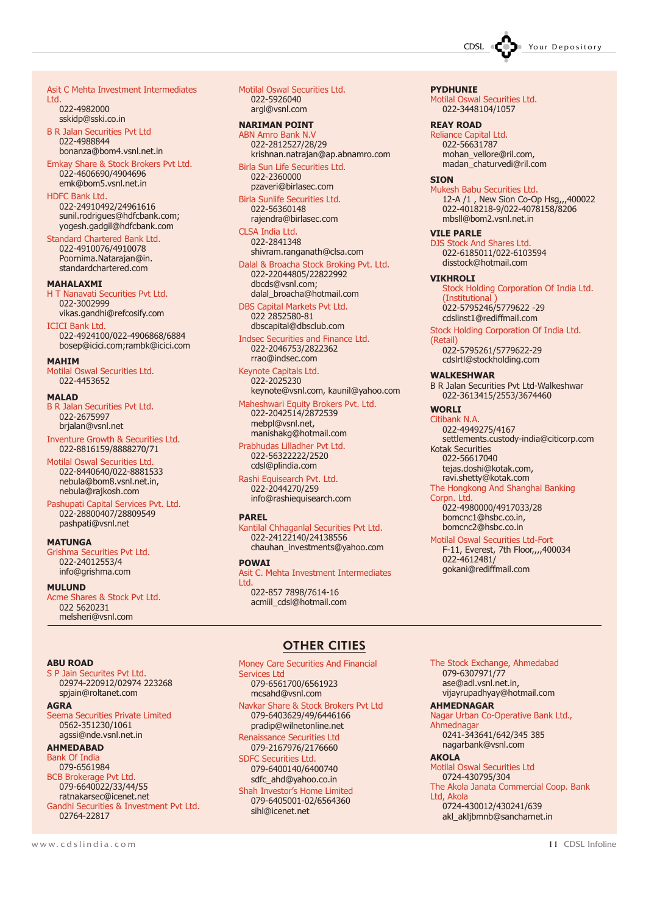Asit C Mehta Investment Intermediates Ltd.
022-4982000
sskidp@sski.co.in

B R Jalan Securities Pvt Ltd
022-4988844
bonanza@bom4.vsnl.net.in

Emkay Share & Stock Brokers Pvt Ltd.
022-4606690/4904696
emk@bom5.vsnl.net.in

HDFC Bank Ltd.
022-24910492/24961616
sunil.rodrigues@hdfcbank.com;
yogesh.gadgil@hdfcbank.com

Standard Chartered Bank Ltd.
022-4910076/4910078
Poornima.Natarajan@in.standardchartered.com

**MAHALAXMI**

H T Nanavati Securities Pvt Ltd.
022-3002999
vikas.gandhi@refcosify.com

ICICI Bank Ltd.
022-4924100/022-4906868/6884
bosep@icici.com;rambk@icici.com

**MAHIM**

Motilal Oswal Securities Ltd.
022-4453652

**MALAD**

B R Jalan Securities Pvt Ltd.
022-2675997
brjalan@vsnl.net

Inventure Growth & Securities Ltd.
022-8816159/8888270/71

Motilal Oswal Securities Ltd.
022-8440640/022-8881533
nebula@bom8.vsnl.net.in,
nebula@rajkosh.com

Pashupati Capital Services Pvt. Ltd.
022-28800407/28809549
pashpati@vsnl.net

**MATUNGA**

Grishma Securities Pvt Ltd.
022-24012553/4
info@grishma.com

**MULUND**

Acme Shares & Stock Pvt Ltd.
022 5620231
melsheri@vsnl.com

Motilal Oswal Securities Ltd.
022-5926040
argl@vsnl.com

**NARIMAN POINT**

ABN Amro Bank N.V
022-2812527/28/29
krishnan.natrajan@ap.abnamro.com

Birla Sun Life Securities Ltd.
022-2360000
pzaveri@birlasec.com

Birla Sunlife Securities Ltd.
022-56360148
rajendra@birlasec.com

CLSA India Ltd.
022-2841348
shivram.ranganath@clsa.com

Dalal & Broacha Stock Broking Pvt. Ltd.
022-22044805/22822992
dbcds@vsnl.com;
dalal_broacha@hotmail.com

DBS Capital Markets Pvt Ltd.
022 2852580-81
dbscapital@dbsclub.com

Indsec Securities and Finance Ltd.
022-2046753/2822362
rrao@indsec.com

Keynote Capitals Ltd.
022-2025230
keynote@vsnl.com, kaunil@yahoo.com

Maheshwari Equity Brokers Pvt. Ltd.
022-2042514/2872539
mebpl@vsnl.net,
manishakg@hotmail.com

Prabhudas Lilladher Pvt Ltd.
022-56322222/2520
cdsl@plindia.com

Rashi Equisearch Pvt. Ltd.
022-2044270/259
info@rashiequisearch.com

**PAREL**

Kantilal Chhaganlal Securities Pvt Ltd.
022-24122140/24138556
chauhan_investments@yahoo.com

**POWAI**

Asit C. Mehta Investment Intermediates Ltd.
022-857 7898/7614-16
acmiil_cdsl@hotmail.com

**PYDHUNIE**

Motilal Oswal Securities Ltd.
022-3448104/1057

**REAY ROAD**

Reliance Capital Ltd.
022-56631787
mohan_vellore@ril.com,
madan_chaturvedi@ril.com

**SION**

Mukesh Babu Securities Ltd.
12-A /1 , New Sion Co-Op Hsg,,,400022
022-4018218-9/022-4078158/8206
mbsll@bom2.vsnl.net.in

**VILE PARLE**

DJS Stock And Shares Ltd.
022-6185011/022-6103594
disstock@hotmail.com

**VIKHROLI**

Stock Holding Corporation Of India Ltd. (Institutional )
022-5795246/5779622 -29
cdslinst1@rediffmail.com

Stock Holding Corporation Of India Ltd. (Retail)
022-5795261/5779622-29
cdslrtl@stockholding.com

**WALKESHWAR**

B R Jalan Securities Pvt Ltd-Walkeshwar
022-3613415/2553/3674460

**WORLI**

Citibank N.A.
022-4949275/4167
settlements.custody-india@citicorp.com

Kotak Securities
022-56617040
tejas.doshi@kotak.com,
ravi.shetty@kotak.com

The Hongkong And Shanghai Banking Corpn. Ltd.
022-4980000/4917033/28
bomcnc1@hsbc.co.in,
bomcnc2@hsbc.co.in

Motilal Oswal Securities Ltd-Fort
F-11, Everest, 7th Floor,,,,400034
022-4612481/
gokani@rediffmail.com

## OTHER CITIES

**ABU ROAD**

S P Jain Securites Pvt Ltd.
02974-220912/02974 223268
spjain@roltanet.com

**AGRA**

Seema Securities Private Limited
0562-351230/1061
agssi@nde.vsnl.net.in

**AHMEDABAD**

Bank Of India
079-6561984

BCB Brokerage Pvt Ltd.
079-6640022/33/44/55
ratnakarsec@icenet.net

Gandhi Securities & Investment Pvt Ltd.
02764-22817

Money Care Securities And Financial Services Ltd
079-6561700/6561923
mcsahd@vsnl.com

Navkar Share & Stock Brokers Pvt Ltd
079-6403629/49/6446166
pradip@wilnetonline.net

Renaissance Securities Ltd
079-2167976/2176660

SDFC Securities Ltd.
079-6400140/6400740
sdfc_ahd@yahoo.co.in

Shah Investor's Home Limited
079-6405001-02/6564360
sihl@icenet.net

The Stock Exchange, Ahmedabad
079-6307971/77
ase@adl.vsnl.net.in,
vijayrupadhyay@hotmail.com

**AHMEDNAGAR**

Nagar Urban Co-Operative Bank Ltd., Ahmednagar
0241-343641/642/345 385
nagarbank@vsnl.com

**AKOLA**

Motilal Oswal Securities Ltd
0724-430795/304

The Akola Janata Commercial Coop. Bank Ltd, Akola
0724-430012/430241/639
akl_akljbmnb@sancharnet.in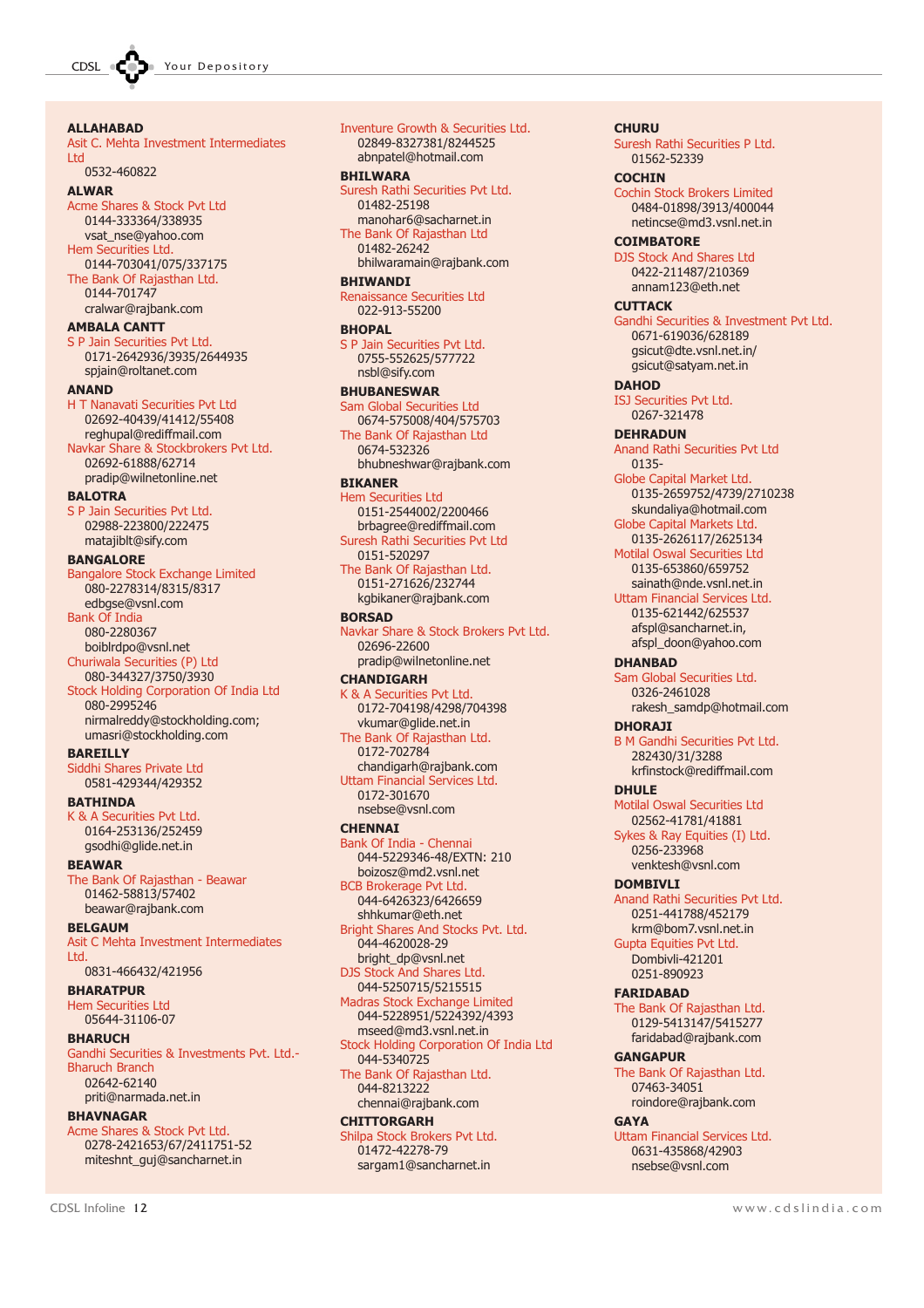**ALLAHABAD**

Asit C. Mehta Investment Intermediates Ltd
0532-460822

**ALWAR**

Acme Shares & Stock Pvt Ltd
0144-333364/338935
vsat_nse@yahoo.com

Hem Securities Ltd.
0144-703041/075/337175

The Bank Of Rajasthan Ltd.
0144-701747
cralwar@rajbank.com

**AMBALA CANTT**

S P Jain Securities Pvt Ltd.
0171-2642936/3935/2644935
spjain@roltanet.com

**ANAND**

H T Nanavati Securities Pvt Ltd
02692-40439/41412/55408
reghupal@rediffmail.com

Navkar Share & Stockbrokers Pvt Ltd.
02692-61888/62714
pradip@wilnetonline.net

**BALOTRA**

S P Jain Securities Pvt Ltd.
02988-223800/222475
matajiblt@sify.com

**BANGALORE**

Bangalore Stock Exchange Limited
080-2278314/8315/8317
edbgse@vsnl.com

Bank Of India
080-2280367
boiblrdpo@vsnl.net

Churiwala Securities (P) Ltd
080-344327/3750/3930

Stock Holding Corporation Of India Ltd
080-2995246
nirmalreddy@stockholding.com;
umasri@stockholding.com

**BAREILLY**

Siddhi Shares Private Ltd
0581-429344/429352

**BATHINDA**

K & A Securities Pvt Ltd.
0164-253136/252459
gsodhi@glide.net.in

**BEAWAR**

The Bank Of Rajasthan - Beawar
01462-58813/57402
beawar@rajbank.com

**BELGAUM**

Asit C Mehta Investment Intermediates Ltd.
0831-466432/421956

**BHARATPUR**

Hem Securities Ltd
05644-31106-07

**BHARUCH**

Gandhi Securities & Investments Pvt. Ltd.- Bharuch Branch
02642-62140
priti@narmada.net.in

**BHAVNAGAR**

Acme Shares & Stock Pvt Ltd.
0278-2421653/67/2411751-52
miteshnt_guj@sancharnet.in

Inventure Growth & Securities Ltd.
02849-8327381/8244525
abnpatel@hotmail.com

**BHILWARA**

Suresh Rathi Securities Pvt Ltd.
01482-25198
manohar6@sacharnet.in

The Bank Of Rajasthan Ltd
01482-26242
bhilwaramain@rajbank.com

**BHIWANDI**

Renaissance Securities Ltd
022-913-55200

**BHOPAL**

S P Jain Securities Pvt Ltd.
0755-552625/577722
nsbl@sify.com

**BHUBANESWAR**

Sam Global Securities Ltd
0674-575008/404/575703

The Bank Of Rajasthan Ltd
0674-532326
bhubneshwar@rajbank.com

**BIKANER**

Hem Securities Ltd
0151-2544002/2200466
brbagree@rediffmail.com

Suresh Rathi Securities Pvt Ltd
0151-520297

The Bank Of Rajasthan Ltd.
0151-271626/232744
kgbikaner@rajbank.com

**BORSAD**

Navkar Share & Stock Brokers Pvt Ltd.
02696-22600
pradip@wilnetonline.net

**CHANDIGARH**

K & A Securities Pvt Ltd.
0172-704198/4298/704398
vkumar@glide.net.in

The Bank Of Rajasthan Ltd.
0172-702784
chandigarh@rajbank.com

Uttam Financial Services Ltd.
0172-301670
nsebse@vsnl.com

**CHENNAI**

Bank Of India - Chennai
044-5229346-48/EXTN: 210
boizosz@md2.vsnl.net

BCB Brokerage Pvt Ltd.
044-6426323/6426659
shhkumar@eth.net

Bright Shares And Stocks Pvt. Ltd.
044-4620028-29
bright_dp@vsnl.net

DJS Stock And Shares Ltd.
044-5250715/5215515

Madras Stock Exchange Limited
044-5228951/5224392/4393
mseed@md3.vsnl.net.in

Stock Holding Corporation Of India Ltd
044-5340725

The Bank Of Rajasthan Ltd.
044-8213222
chennai@rajbank.com

**CHITTORGARH**

Shilpa Stock Brokers Pvt Ltd.
01472-42278-79
sargam1@sancharnet.in

**CHURU**

Suresh Rathi Securities P Ltd.
01562-52339

**COCHIN**

Cochin Stock Brokers Limited
0484-01898/3913/400044
netincse@md3.vsnl.net.in

**COIMBATORE**

DJS Stock And Shares Ltd
0422-211487/210369
annam123@eth.net

**CUTTACK**

Gandhi Securities & Investment Pvt Ltd.
0671-619036/628189
gsicut@dte.vsnl.net.in/
gsicut@satyam.net.in

**DAHOD**

ISJ Securities Pvt Ltd.
0267-321478

**DEHRADUN**

Anand Rathi Securities Pvt Ltd
0135-

Globe Capital Market Ltd.
0135-2659752/4739/2710238
skundaliya@hotmail.com

Globe Capital Markets Ltd.
0135-2626117/2625134

Motilal Oswal Securities Ltd
0135-653860/659752
sainath@nde.vsnl.net.in

Uttam Financial Services Ltd.
0135-621442/625537
afspl@sancharnet.in,
afspl_doon@yahoo.com

**DHANBAD**

Sam Global Securities Ltd.
0326-2461028
rakesh_samdp@hotmail.com

**DHORAJI**

B M Gandhi Securities Pvt Ltd.
282430/31/3288
krfinstock@rediffmail.com

**DHULE**

Motilal Oswal Securities Ltd
02562-41781/41881

Sykes & Ray Equities (I) Ltd.
0256-233968
venktesh@vsnl.com

**DOMBIVLI**

Anand Rathi Securities Pvt Ltd.
0251-441788/452179
krm@bom7.vsnl.net.in

Gupta Equities Pvt Ltd.
Dombivli-421201
0251-890923

**FARIDABAD**

The Bank Of Rajasthan Ltd.
0129-5413147/5415277
faridabad@rajbank.com

**GANGAPUR**

The Bank Of Rajasthan Ltd.
07463-34051
roindore@rajbank.com

**GAYA**

Uttam Financial Services Ltd.
0631-435868/42903
nsebse@vsnl.com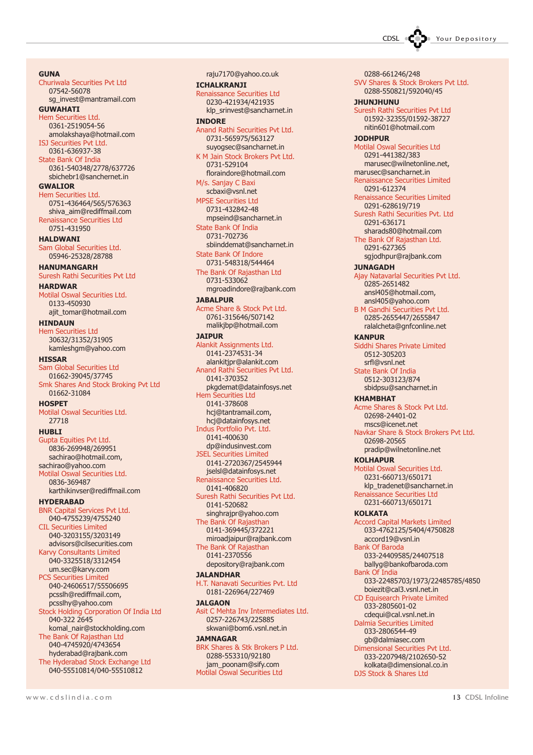**GUNA**

Churiwala Securities Pvt Ltd
07542-56078
sg_invest@mantramail.com

**GUWAHATI**

Hem Securities Ltd.
0361-2519054-56
amolakshaya@hotmail.com

ISJ Securities Pvt Ltd.
0361-636937-38

State Bank Of India
0361-540348/2778/637726
sbichebr1@sanchernet.in

**GWALIOR**

Hem Securities Ltd.
0751-436464/565/576363
shiva_aim@rediffmail.com

Renaissance Securities Ltd
0751-431950

**HALDWANI**

Sam Global Securities Ltd.
05946-25328/28788

**HANUMANGARH**

Suresh Rathi Securities Pvt Ltd

**HARDWAR**

Motilal Oswal Securities Ltd.
0133-450930
ajit_tomar@hotmail.com

**HINDAUN**

Hem Securities Ltd
30632/31352/31905
kamleshgm@yahoo.com

**HISSAR**

Sam Global Securities Ltd
01662-39045/37745

Smk Shares And Stock Broking Pvt Ltd
01662-31084

**HOSPET**

Motilal Oswal Securities Ltd.
27718

**HUBLI**

Gupta Equities Pvt Ltd.
0836-269948/269951
sachirao@hotmail.com,
sachirao@yahoo.com

Motilal Oswal Securities Ltd.
0836-369487
karthikinvser@rediffmail.com

**HYDERABAD**

BNR Capital Services Pvt Ltd.
040-4755239/4755240

CIL Securities Limited
040-3203155/3203149
advisors@cilsecurities.com

Karvy Consultants Limited
040-3325518/3312454
um.sec@karvy.com

PCS Securities Limited
040-24606517/55506695
pcsslh@rediffmail.com,
pcsslhy@yahoo.com

Stock Holding Corporation Of India Ltd
040-322 2645
komal_nair@stockholding.com

The Bank Of Rajasthan Ltd
040-4745920/4743654
hyderabad@rajbank.com

The Hyderabad Stock Exchange Ltd
040-55510814/040-55510812
raju7170@yahoo.co.uk

**ICHALKRANJI**

Renaissance Securities Ltd
0230-421934/421935
klp_srinvest@sancharnet.in

**INDORE**

Anand Rathi Securities Pvt Ltd.
0731-565975/563127
suyogsec@sancharnet.in

K M Jain Stock Brokers Pvt Ltd.
0731-529104
floraindore@hotmail.com

M/s. Sanjay C Baxi
scbaxi@vsnl.net

MPSE Securities Ltd
0731-432842-48
mpseind@sancharnet.in

State Bank Of India
0731-702736
sbiinddemat@sancharnet.in

State Bank Of Indore
0731-548318/544464

The Bank Of Rajasthan Ltd
0731-533062
mgroadindore@rajbank.com

**JABALPUR**

Acme Share & Stock Pvt Ltd.
0761-315646/507142
malikjbp@hotmail.com

**JAIPUR**

Alankit Assignments Ltd.
0141-2374531-34
alankitjpr@alankit.com

Anand Rathi Securities Pvt Ltd.
0141-370352
pkgdemat@datainfosys.net

Hem Securities Ltd
0141-378608
hcj@tantramail.com,
hcj@datainfosys.net

Indus Portfolio Pvt. Ltd.
0141-400630
dp@indusinvest.com

JSEL Securities Limited
0141-2720367/2545944
jselsl@datainfosys.net

Renaissance Securities Ltd.
0141-406820

Suresh Rathi Securities Pvt Ltd.
0141-520682
singhrajpr@yahoo.com

The Bank Of Rajasthan
0141-369445/372221
miroadjaipur@rajbank.com

The Bank Of Rajasthan
0141-2370556
depository@rajbank.com

**JALANDHAR**

H.T. Nanavati Securities Pvt. Ltd
0181-226964/227469

**JALGAON**

Asit C Mehta Inv Intermediates Ltd.
0257-226743/225885
skwani@bom6.vsnl.net.in

**JAMNAGAR**

BRK Shares & Stk Brokers P Ltd.
0288-553310/92180
jam_poonam@sify.com

Motilal Oswal Securities Ltd
0288-661246/248

SVV Shares & Stock Brokers Pvt Ltd.
0288-550821/592040/45

**JHUNJHUNU**

Suresh Rathi Securities Pvt Ltd
01592-32355/01592-38727
nitin601@hotmail.com

**JODHPUR**

Motilal Oswal Securities Ltd
0291-441382/383
marusec@wilnetonline.net,
marusec@sancharnet.in

Renaissance Securities Limited
0291-612374

Renaissance Securities Limited
0291-628619/719

Suresh Rathi Securities Pvt. Ltd
0291-636171
sharads80@hotmail.com

The Bank Of Rajasthan Ltd.
0291-627365
sgjodhpur@rajbank.com

**JUNAGADH**

Ajay Natavarlal Securities Pvt Ltd.
0285-2651482
ansl405@hotmail.com,
ansl405@yahoo.com

B M Gandhi Securities Pvt Ltd.
0285-2655447/2655847
ralalcheta@gnfconline.net

**KANPUR**

Siddhi Shares Private Limited
0512-305203
srfl@vsnl.net

State Bank Of India
0512-303123/874
sbidpsu@sancharnet.in

**KHAMBHAT**

Acme Shares & Stock Pvt Ltd.
02698-24401-02
mscs@icenet.net

Navkar Share & Stock Brokers Pvt Ltd.
02698-20565
pradip@wilnetonline.net

**KOLHAPUR**

Motilal Oswal Securities Ltd.
0231-660713/650171
klp_tradenet@sancharnet.in

Renaissance Securities Ltd
0231-660713/650171

**KOLKATA**

Accord Capital Markets Limited
033-4762125/5404/4750828
accord19@vsnl.in

Bank Of Baroda
033-24409585/24407518
ballyg@bankofbaroda.com

Bank Of India
033-22485703/1973/22485785/4850
boiezit@cal3.vsnl.net.in

CD Equisearch Private Limited
033-2805601-02
cdequi@cal.vsnl.net.in

Dalmia Securities Limited
033-2806544-49
gb@dalmiasec.com

Dimensional Securities Pvt Ltd.
033-2207948/2102650-52
kolkata@dimensional.co.in

DJS Stock & Shares Ltd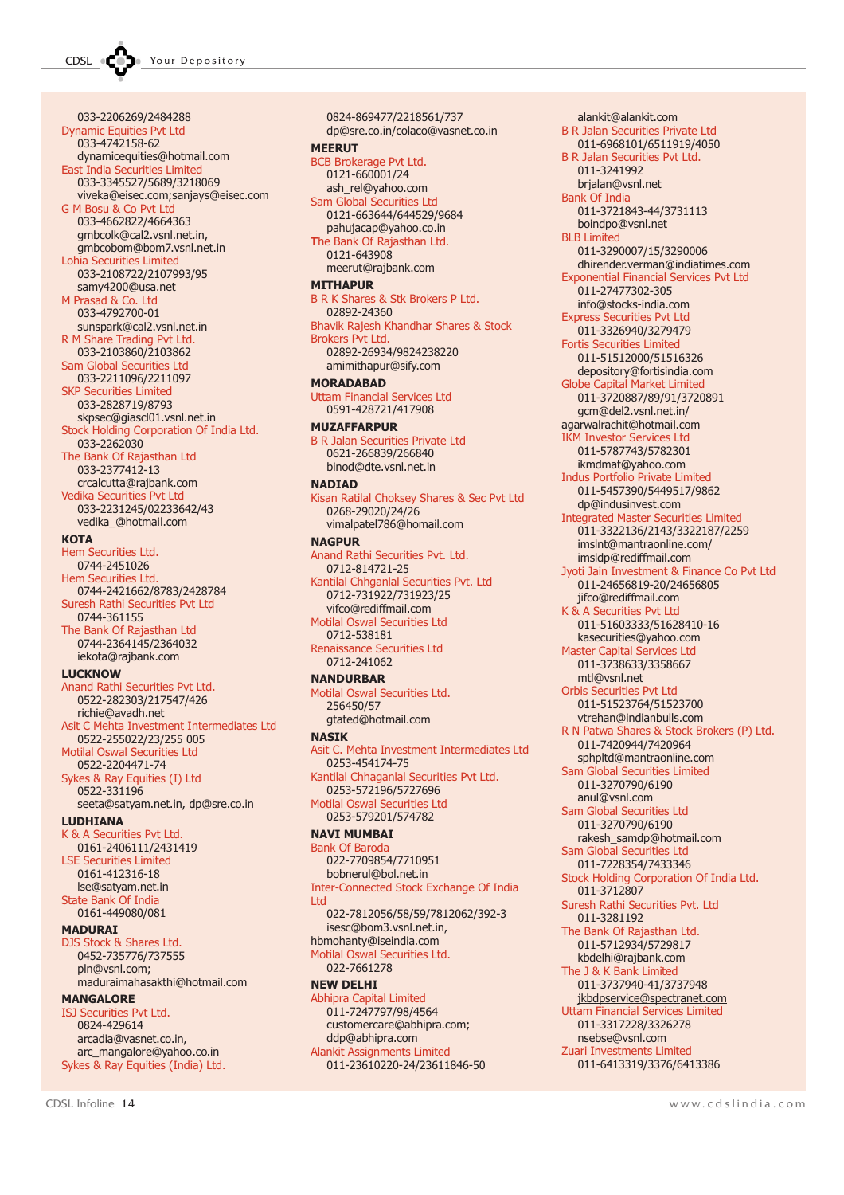033-2206269/2484288

Dynamic Equities Pvt Ltd
033-4742158-62
dynamicequities@hotmail.com

East India Securities Limited
033-3345527/5689/3218069
viveka@eisec.com;sanjays@eisec.com

G M Bosu & Co Pvt Ltd
033-4662822/4664363
gmbcolk@cal2.vsnl.net.in,
gmbcobom@bom7.vsnl.net.in

Lohia Securities Limited
033-2108722/2107993/95
samy4200@usa.net

M Prasad & Co. Ltd
033-4792700-01
sunspark@cal2.vsnl.net.in

R M Share Trading Pvt Ltd.
033-2103860/2103862

Sam Global Securities Ltd
033-2211096/2211097

SKP Securities Limited
033-2828719/8793
skpsec@giascl01.vsnl.net.in

Stock Holding Corporation Of India Ltd.
033-2262030

The Bank Of Rajasthan Ltd
033-2377412-13
crcalcutta@rajbank.com

Vedika Securities Pvt Ltd
033-2231245/02233642/43
vedika_@hotmail.com

**KOTA**

Hem Securities Ltd.
0744-2451026

Hem Securities Ltd.
0744-2421662/8783/2428784

Suresh Rathi Securities Pvt Ltd
0744-361155

The Bank Of Rajasthan Ltd
0744-2364145/2364032
iekota@rajbank.com

**LUCKNOW**

Anand Rathi Securities Pvt Ltd.
0522-282303/217547/426
richie@avadh.net

Asit C Mehta Investment Intermediates Ltd
0522-255022/23/255 005

Motilal Oswal Securities Ltd
0522-2204471-74

Sykes & Ray Equities (I) Ltd
0522-331196
seeta@satyam.net.in, dp@sre.co.in

**LUDHIANA**

K & A Securities Pvt Ltd.
0161-2406111/2431419

LSE Securities Limited
0161-412316-18
lse@satyam.net.in

State Bank Of India
0161-449080/081

**MADURAI**

DJS Stock & Shares Ltd.
0452-735776/737555
pln@vsnl.com;
maduraimahasakthi@hotmail.com

**MANGALORE**

ISJ Securities Pvt Ltd.
0824-429614
arcadia@vasnet.co.in,
arc_mangalore@yahoo.co.in

Sykes & Ray Equities (India) Ltd.
0824-869477/2218561/737
dp@sre.co.in/colaco@vasnet.co.in

**MEERUT**

BCB Brokerage Pvt Ltd.
0121-660001/24
ash_rel@yahoo.com

Sam Global Securities Ltd
0121-663644/644529/9684
pahujacap@yahoo.co.in

The Bank Of Rajasthan Ltd.
0121-643908
meerut@rajbank.com

**MITHAPUR**

B R K Shares & Stk Brokers P Ltd.
02892-24360

Bhavik Rajesh Khandhar Shares & Stock Brokers Pvt Ltd.
02892-26934/9824238220
amimithapur@sify.com

**MORADABAD**

Uttam Financial Services Ltd
0591-428721/417908

**MUZAFFARPUR**

B R Jalan Securities Private Ltd
0621-266839/266840
binod@dte.vsnl.net.in

**NADIAD**

Kisan Ratilal Choksey Shares & Sec Pvt Ltd
0268-29020/24/26
vimalpatel786@homail.com

**NAGPUR**

Anand Rathi Securities Pvt. Ltd.
0712-814721-25

Kantilal Chhganlal Securities Pvt. Ltd
0712-731922/731923/25
vifco@rediffmail.com

Motilal Oswal Securities Ltd
0712-538181

Renaissance Securities Ltd
0712-241062

**NANDURBAR**

Motilal Oswal Securities Ltd.
256450/57
gtated@hotmail.com

**NASIK**

Asit C. Mehta Investment Intermediates Ltd
0253-454174-75

Kantilal Chhaganlal Securities Pvt Ltd.
0253-572196/5727696

Motilal Oswal Securities Ltd
0253-579201/574782

**NAVI MUMBAI**

Bank Of Baroda
022-7709854/7710951
bobnerul@bol.net.in

Inter-Connected Stock Exchange Of India Ltd
022-7812056/58/59/7812062/392-3
isesc@bom3.vsnl.net.in,
hbmohanty@iseindia.com

Motilal Oswal Securities Ltd.
022-7661278

**NEW DELHI**

Abhipra Capital Limited
011-7247797/98/4564
customercare@abhipra.com;
ddp@abhipra.com

Alankit Assignments Limited
011-23610220-24/23611846-50
alankit@alankit.com

B R Jalan Securities Private Ltd
011-6968101/6511919/4050

B R Jalan Securities Pvt Ltd.
011-3241992
brjalan@vsnl.net

Bank Of India
011-3721843-44/3731113
boindpo@vsnl.net

BLB Limited
011-3290007/15/3290006
dhirender.verman@indiatimes.com

Exponential Financial Services Pvt Ltd
011-27477302-305
info@stocks-india.com

Express Securities Pvt Ltd
011-3326940/3279479

Fortis Securities Limited
011-51512000/51516326
depository@fortisindia.com

Globe Capital Market Limited
011-3720887/89/91/3720891
gcm@del2.vsnl.net.in/
agarwalrachit@hotmail.com

IKM Investor Services Ltd
011-5787743/5782301
ikmdmat@yahoo.com

Indus Portfolio Private Limited
011-5457390/5449517/9862
dp@indusinvest.com

Integrated Master Securities Limited
011-3322136/2143/3322187/2259
imslnt@mantraonline.com/
imsldp@rediffmail.com

Jyoti Jain Investment & Finance Co Pvt Ltd
011-24656819-20/24656805
jifco@rediffmail.com

K & A Securities Pvt Ltd
011-51603333/51628410-16
kasecurities@yahoo.com

Master Capital Services Ltd
011-3738633/3358667
mtl@vsnl.net

Orbis Securities Pvt Ltd
011-51523764/51523700
vtrehan@indianbulls.com

R N Patwa Shares & Stock Brokers (P) Ltd.
011-7420944/7420964
sphpltd@mantraonline.com

Sam Global Securities Limited
011-3270790/6190
anul@vsnl.com

Sam Global Securities Ltd
011-3270790/6190
rakesh_samdp@hotmail.com

Sam Global Securities Ltd
011-7228354/7433346

Stock Holding Corporation Of India Ltd.
011-3712807

Suresh Rathi Securities Pvt. Ltd
011-3281192

The Bank Of Rajasthan Ltd.
011-5712934/5729817
kbdelhi@rajbank.com

The J & K Bank Limited
011-3737940-41/3737948
jkbdpservice@spectranet.com

Uttam Financial Services Limited
011-3317228/3326278
nsebse@vsnl.com

Zuari Investments Limited
011-6413319/3376/6413386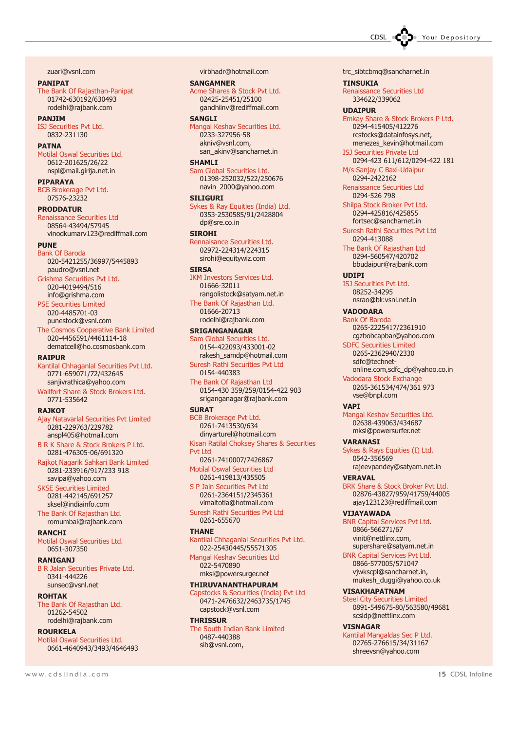zuari@vsnl.com

**PANIPAT**

The Bank Of Rajasthan-Panipat
01742-630192/630493
rodelhi@rajbank.com

**PANJIM**

ISJ Securities Pvt Ltd.
0832-231130

**PATNA**

Motilal Oswal Securities Ltd.
0612-201625/26/22
nspl@mail.girija.net.in

**PIPARAYA**

BCB Brokerage Pvt Ltd.
07576-23232

**PRODDATUR**

Renaissance Securities Ltd
08564-43494/57945
vinodkumarv123@rediffmail.com

**PUNE**

Bank Of Baroda
020-5421255/36997/5445893
paudro@vsnl.net

Grishma Securities Pvt Ltd.
020-4019494/516
info@grishma.com

PSE Securities Limited
020-4485701-03
punestock@vsnl.com

The Cosmos Cooperative Bank Limited
020-4456591/4461114-18
dematcell@ho.cosmosbank.com

**RAIPUR**

Kantilal Chhaganlal Securities Pvt Ltd.
0771-659071/72/432645
sanjivrathica@yahoo.com

Wallfort Share & Stock Brokers Ltd.
0771-535642

**RAJKOT**

Ajay Natavarlal Securities Pvt Limited
0281-229763/229782
anspl405@hotmail.com

B R K Share & Stock Brokers P Ltd.
0281-476305-06/691320

Rajkot Nagarik Sahkari Bank Limited
0281-233916/917/233 918
savipa@yahoo.com

SKSE Securities Limited
0281-442145/691257
sksel@indiainfo.com

The Bank Of Rajasthan Ltd.
romumbai@rajbank.com

**RANCHI**

Motilal Oswal Securities Ltd.
0651-307350

**RANIGANJ**

B R Jalan Securities Private Ltd.
0341-444226
sunsec@vsnl.net

**ROHTAK**

The Bank Of Rajasthan Ltd.
01262-54502
rodelhi@rajbank.com

**ROURKELA**

Motilal Oswal Securities Ltd.
0661-4640943/3493/4646493

virbhadr@hotmail.com

**SANGAMNER**

Acme Shares & Stock Pvt Ltd.
02425-25451/25100
gandhiinv@rediffmail.com

**SANGLI**

Mangal Keshav Securities Ltd.
0233-327956-58
akniv@vsnl.com,
san_akinv@sancharnet.in

**SHAMLI**

Sam Global Securities Ltd.
01398-252032/522/250676
navin_2000@yahoo.com

**SILIGURI**

Sykes & Ray Equities (India) Ltd.
0353-2530585/91/2428804
dp@sre.co.in

**SIROHI**

Rennaisance Securities Ltd.
02972-224314/224315
sirohi@equitywiz.com

**SIRSA**

IKM Investors Services Ltd.
01666-32011
rangolistock@satyam.net.in

The Bank Of Rajasthan Ltd.
01666-20713
rodelhi@rajbank.com

**SRIGANGANAGAR**

Sam Global Securities Ltd.
0154-422093/433001-02
rakesh_samdp@hotmail.com

Suresh Rathi Securities Pvt Ltd
0154-440383

The Bank Of Rajasthan Ltd
0154-430 359/259/0154-422 903
sriganganagar@rajbank.com

**SURAT**

BCB Brokerage Pvt Ltd.
0261-7413530/634
dinyarturel@hotmail.com

Kisan Ratilal Choksey Shares & Securities Pvt Ltd
0261-7410007/7426867

Motilal Oswal Securities Ltd
0261-419813/435505

S P Jain Securities Pvt Ltd
0261-2364151/2345361
vimaltotla@hotmail.com

Suresh Rathi Securities Pvt Ltd
0261-655670

**THANE**

Kantilal Chhaganlal Securities Pvt Ltd.
022-25430445/55571305

Mangal Keshav Securities Ltd
022-5470890
mksl@powersurger.net

**THIRUVANANTHAPURAM**

Capstocks & Securities (India) Pvt Ltd
0471-2476632/2463735/1745
capstock@vsnl.com

**THRISSUR**

The South Indian Bank Limited
0487-440388
sib@vsnl.com,

trc_sibtcbmq@sancharnet.in

**TINSUKIA**

Renaissance Securities Ltd
334622/339062

**UDAIPUR**

Emkay Share & Stock Brokers P Ltd.
0294-415405/412276
rcstocks@datainfosys.net,
menezes_kevin@hotmail.com

ISJ Securities Private Ltd
0294-423 611/612/0294-422 181

M/s Sanjay C Baxi-Udaipur
0294-2422162

Renaissance Securities Ltd
0294-526 798

Shilpa Stock Broker Pvt Ltd.
0294-425816/425855
fortsec@sancharnet.in

Suresh Rathi Securities Pvt Ltd
0294-413088

The Bank Of Rajasthan Ltd
0294-560547/420702
bbudaipur@rajbank.com

**UDIPI**

ISJ Securities Pvt Ltd.
08252-34295
nsrao@blr.vsnl.net.in

**VADODARA**

Bank Of Baroda
0265-2225417/2361910
cgzbobcapbar@yahoo.com

SDFC Securities Limited
0265-2362940/2330
sdfc@technet-online.com,sdfc_dp@yahoo.co.in

Vadodara Stock Exchange
0265-361534/474/361 973
vse@bnpl.com

**VAPI**

Mangal Keshav Securities Ltd.
02638-439063/434687
mksl@powersurfer.net

**VARANASI**

Sykes & Rays Equities (I) Ltd.
0542-356569
rajeevpandey@satyam.net.in

**VERAVAL**

BRK Share & Stock Broker Pvt Ltd.
02876-43827/959/41759/44005
ajay123123@rediffmail.com

**VIJAYAWADA**

BNR Capital Services Pvt Ltd.
0866-566271/67
vinit@nettlinx.com,
supershare@satyam.net.in

BNR Capital Services Pvt Ltd.
0866-577005/571047
vjwkscpl@sancharnet.in,
mukesh_duggi@yahoo.co.uk

**VISAKHAPATNAM**

Steel City Securities Limited
0891-549675-80/563580/49681
scsldp@nettlinx.com

**VISNAGAR**

Kantilal Mangaldas Sec P Ltd.
02765-276615/34/31167
shreevsn@yahoo.com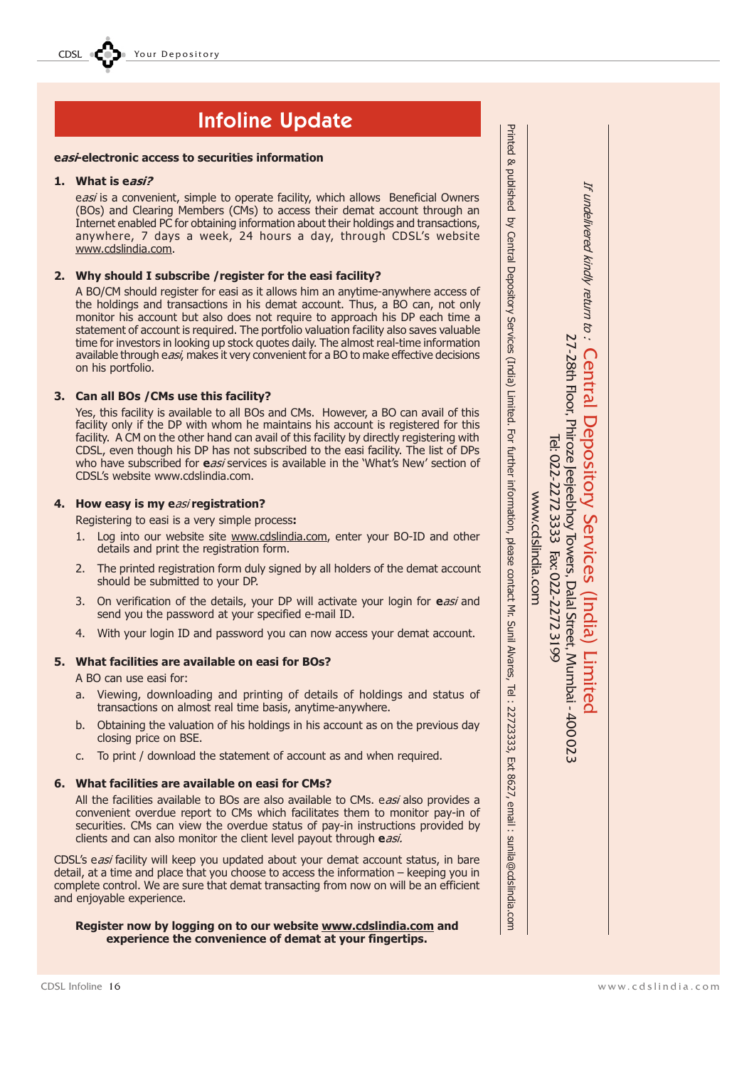# Infoline Update

**easi-electronic access to securities information**

**1. What is *easi?***

*easi* is a convenient, simple to operate facility, which allows Beneficial Owners (BOs) and Clearing Members (CMs) to access their demat account through an Internet enabled PC for obtaining information about their holdings and transactions, anywhere, 7 days a week, 24 hours a day, through CDSL's website www.cdslindia.com.

**2. Why should I subscribe /register for the easi facility?**

A BO/CM should register for easi as it allows him an anytime-anywhere access of the holdings and transactions in his demat account. Thus, a BO can, not only monitor his account but also does not require to approach his DP each time a statement of account is required. The portfolio valuation facility also saves valuable time for investors in looking up stock quotes daily. The almost real-time information available through *easi*, makes it very convenient for a BO to make effective decisions on his portfolio.

**3. Can all BOs /CMs use this facility?**

Yes, this facility is available to all BOs and CMs. However, a BO can avail of this facility only if the DP with whom he maintains his account is registered for this facility. A CM on the other hand can avail of this facility by directly registering with CDSL, even though his DP has not subscribed to the easi facility. The list of DPs who have subscribed for ***easi*** services is available in the 'What's New' section of CDSL's website www.cdslindia.com.

**4. How easy is my *easi* registration?**

Registering to easi is a very simple process**:**

1. Log into our website site www.cdslindia.com, enter your BO-ID and other details and print the registration form.
2. The printed registration form duly signed by all holders of the demat account should be submitted to your DP.
3. On verification of the details, your DP will activate your login for ***easi*** and send you the password at your specified e-mail ID.
4. With your login ID and password you can now access your demat account.

**5. What facilities are available on easi for BOs?**

A BO can use easi for:

a. Viewing, downloading and printing of details of holdings and status of transactions on almost real time basis, anytime-anywhere.

b. Obtaining the valuation of his holdings in his account as on the previous day closing price on BSE.

c. To print / download the statement of account as and when required.

**6. What facilities are available on easi for CMs?**

All the facilities available to BOs are also available to CMs. *easi* also provides a convenient overdue report to CMs which facilitates them to monitor pay-in of securities. CMs can view the overdue status of pay-in instructions provided by clients and can also monitor the client level payout through ***easi***.

CDSL's *easi* facility will keep you updated about your demat account status, in bare detail, at a time and place that you choose to access the information – keeping you in complete control. We are sure that demat transacting from now on will be an efficient and enjoyable experience.

**Register now by logging on to our website www.cdslindia.com and experience the convenience of demat at your fingertips.**

*If undelivered kindly return to :* Central Depository Services (India) Limited
27-28th Floor, Phiroze Jeejeebhoy Towers, Dalal Street, Mumbai - 400023
Tel: 022-2272 3333 Fax: 022-2272 3199
www.cdslindia.com

Printed & published by Central Depository Services (India) Limited. For further information, please contact Mr. Sunil Alvares, Tel : 22723333, Ext 8627, email : sunila@cdslindia.com